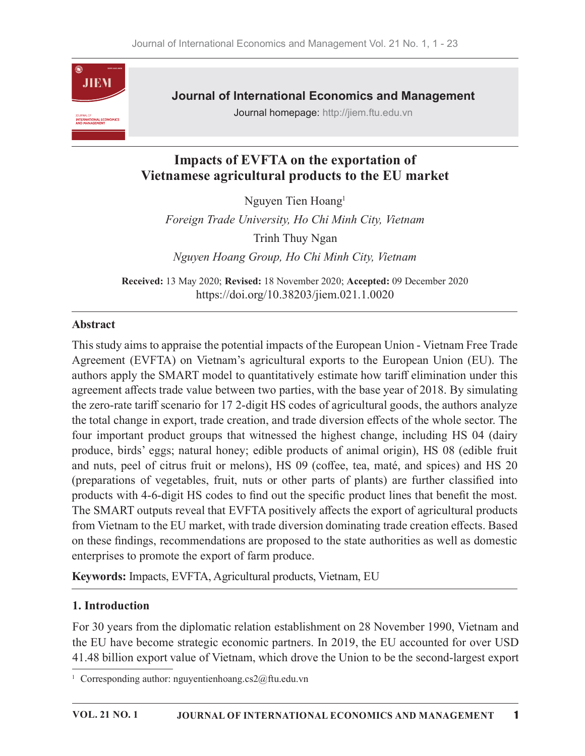# Impacts of EVFTA on the exportation of Vietnamese agricultural products to the EU market

Nguyen Tien Hoang[1]

*Foreign Trade University, Ho Chi Minh City, Vietnam*

Trinh Thuy Ngan

*Nguyen Hoang Group, Ho Chi Minh City, Vietnam*

**Received:** 13 May 2020; **Revised:** 18 November 2020; **Accepted:** 09 December 2020

https://doi.org/10.38203/jiem.021.1.0020

## Abstract

This study aims to appraise the potential impacts of the European Union - Vietnam Free Trade Agreement (EVFTA) on Vietnam's agricultural exports to the European Union (EU). The authors apply the SMART model to quantitatively estimate how tariff elimination under this agreement affects trade value between two parties, with the base year of 2018. By simulating the zero-rate tariff scenario for 17 2-digit HS codes of agricultural goods, the authors analyze the total change in export, trade creation, and trade diversion effects of the whole sector. The four important product groups that witnessed the highest change, including HS 04 (dairy produce, birds' eggs; natural honey; edible products of animal origin), HS 08 (edible fruit and nuts, peel of citrus fruit or melons), HS 09 (coffee, tea, maté, and spices) and HS 20 (preparations of vegetables, fruit, nuts or other parts of plants) are further classified into products with 4-6-digit HS codes to find out the specific product lines that benefit the most. The SMART outputs reveal that EVFTA positively affects the export of agricultural products from Vietnam to the EU market, with trade diversion dominating trade creation effects. Based on these findings, recommendations are proposed to the state authorities as well as domestic enterprises to promote the export of farm produce.

**Keywords:** Impacts, EVFTA, Agricultural products, Vietnam, EU

## 1. Introduction

For 30 years from the diplomatic relation establishment on 28 November 1990, Vietnam and the EU have become strategic economic partners. In 2019, the EU accounted for over USD 41.48 billion export value of Vietnam, which drove the Union to be the second-largest export

[1] Corresponding author: nguyentienhoang.cs2@ftu.edu.vn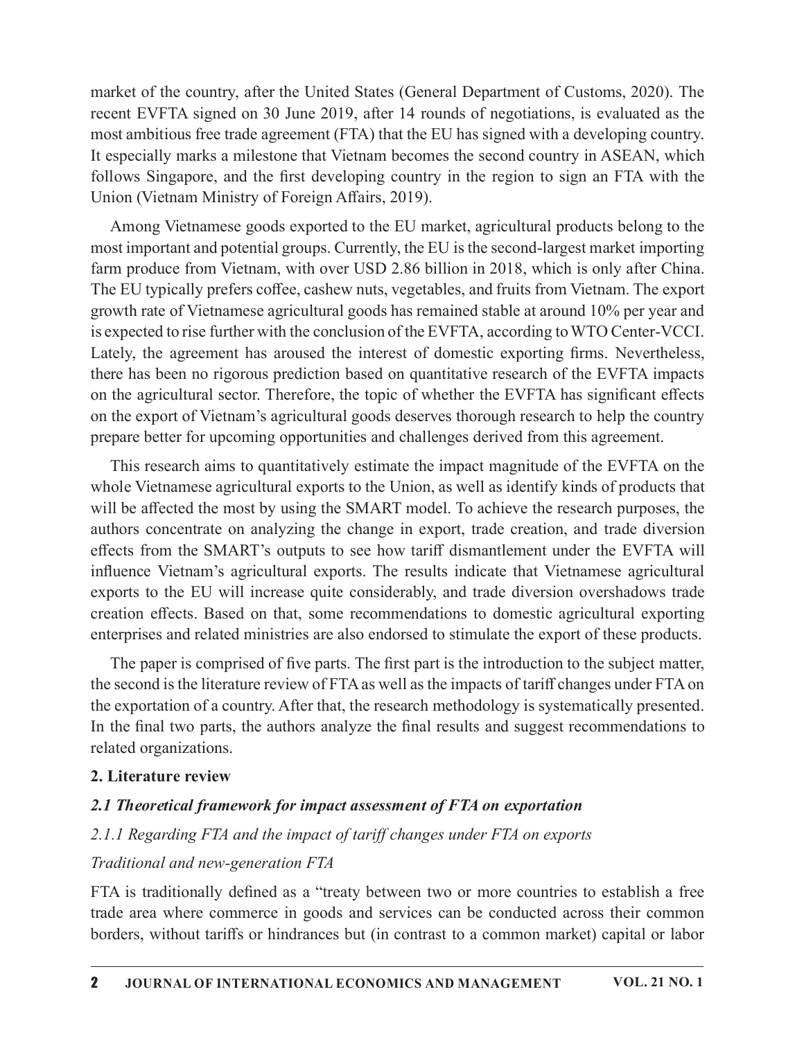market of the country, after the United States (General Department of Customs, 2020). The recent EVFTA signed on 30 June 2019, after 14 rounds of negotiations, is evaluated as the most ambitious free trade agreement (FTA) that the EU has signed with a developing country. It especially marks a milestone that Vietnam becomes the second country in ASEAN, which follows Singapore, and the first developing country in the region to sign an FTA with the Union (Vietnam Ministry of Foreign Affairs, 2019).

Among Vietnamese goods exported to the EU market, agricultural products belong to the most important and potential groups. Currently, the EU is the second-largest market importing farm produce from Vietnam, with over USD 2.86 billion in 2018, which is only after China. The EU typically prefers coffee, cashew nuts, vegetables, and fruits from Vietnam. The export growth rate of Vietnamese agricultural goods has remained stable at around 10% per year and is expected to rise further with the conclusion of the EVFTA, according to WTO Center-VCCI. Lately, the agreement has aroused the interest of domestic exporting firms. Nevertheless, there has been no rigorous prediction based on quantitative research of the EVFTA impacts on the agricultural sector. Therefore, the topic of whether the EVFTA has significant effects on the export of Vietnam's agricultural goods deserves thorough research to help the country prepare better for upcoming opportunities and challenges derived from this agreement.

This research aims to quantitatively estimate the impact magnitude of the EVFTA on the whole Vietnamese agricultural exports to the Union, as well as identify kinds of products that will be affected the most by using the SMART model. To achieve the research purposes, the authors concentrate on analyzing the change in export, trade creation, and trade diversion effects from the SMART's outputs to see how tariff dismantlement under the EVFTA will influence Vietnam's agricultural exports. The results indicate that Vietnamese agricultural exports to the EU will increase quite considerably, and trade diversion overshadows trade creation effects. Based on that, some recommendations to domestic agricultural exporting enterprises and related ministries are also endorsed to stimulate the export of these products.

The paper is comprised of five parts. The first part is the introduction to the subject matter, the second is the literature review of FTA as well as the impacts of tariff changes under FTA on the exportation of a country. After that, the research methodology is systematically presented. In the final two parts, the authors analyze the final results and suggest recommendations to related organizations.

## 2. Literature review

### *2.1 Theoretical framework for impact assessment of FTA on exportation*

#### *2.1.1 Regarding FTA and the impact of tariff changes under FTA on exports*

*Traditional and new-generation FTA*

FTA is traditionally defined as a "treaty between two or more countries to establish a free trade area where commerce in goods and services can be conducted across their common borders, without tariffs or hindrances but (in contrast to a common market) capital or labor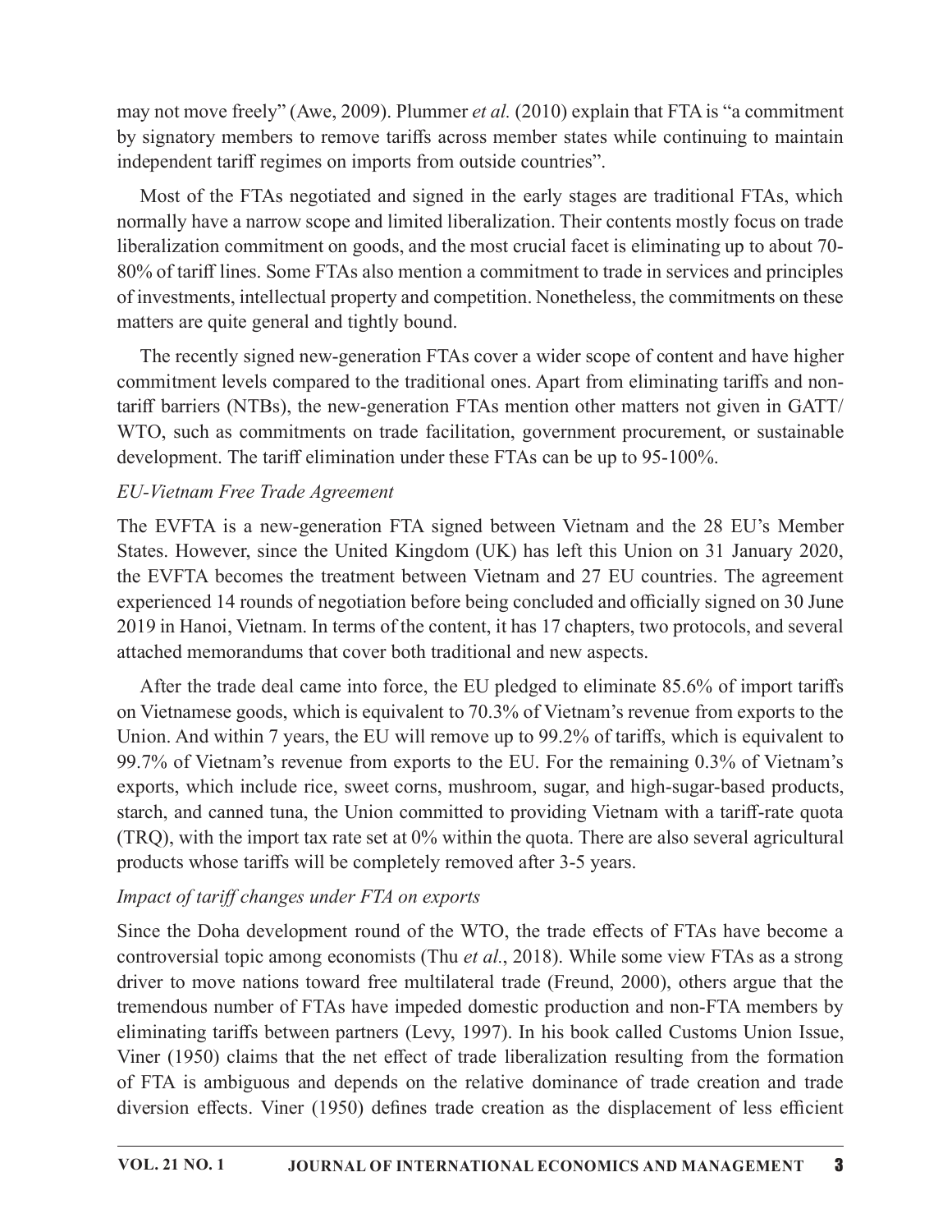may not move freely" (Awe, 2009). Plummer *et al.* (2010) explain that FTA is "a commitment by signatory members to remove tariffs across member states while continuing to maintain independent tariff regimes on imports from outside countries".

Most of the FTAs negotiated and signed in the early stages are traditional FTAs, which normally have a narrow scope and limited liberalization. Their contents mostly focus on trade liberalization commitment on goods, and the most crucial facet is eliminating up to about 70-80% of tariff lines. Some FTAs also mention a commitment to trade in services and principles of investments, intellectual property and competition. Nonetheless, the commitments on these matters are quite general and tightly bound.

The recently signed new-generation FTAs cover a wider scope of content and have higher commitment levels compared to the traditional ones. Apart from eliminating tariffs and non-tariff barriers (NTBs), the new-generation FTAs mention other matters not given in GATT/WTO, such as commitments on trade facilitation, government procurement, or sustainable development. The tariff elimination under these FTAs can be up to 95-100%.

*EU-Vietnam Free Trade Agreement*

The EVFTA is a new-generation FTA signed between Vietnam and the 28 EU's Member States. However, since the United Kingdom (UK) has left this Union on 31 January 2020, the EVFTA becomes the treatment between Vietnam and 27 EU countries. The agreement experienced 14 rounds of negotiation before being concluded and officially signed on 30 June 2019 in Hanoi, Vietnam. In terms of the content, it has 17 chapters, two protocols, and several attached memorandums that cover both traditional and new aspects.

After the trade deal came into force, the EU pledged to eliminate 85.6% of import tariffs on Vietnamese goods, which is equivalent to 70.3% of Vietnam's revenue from exports to the Union. And within 7 years, the EU will remove up to 99.2% of tariffs, which is equivalent to 99.7% of Vietnam's revenue from exports to the EU. For the remaining 0.3% of Vietnam's exports, which include rice, sweet corns, mushroom, sugar, and high-sugar-based products, starch, and canned tuna, the Union committed to providing Vietnam with a tariff-rate quota (TRQ), with the import tax rate set at 0% within the quota. There are also several agricultural products whose tariffs will be completely removed after 3-5 years.

*Impact of tariff changes under FTA on exports*

Since the Doha development round of the WTO, the trade effects of FTAs have become a controversial topic among economists (Thu *et al.*, 2018). While some view FTAs as a strong driver to move nations toward free multilateral trade (Freund, 2000), others argue that the tremendous number of FTAs have impeded domestic production and non-FTA members by eliminating tariffs between partners (Levy, 1997). In his book called Customs Union Issue, Viner (1950) claims that the net effect of trade liberalization resulting from the formation of FTA is ambiguous and depends on the relative dominance of trade creation and trade diversion effects. Viner (1950) defines trade creation as the displacement of less efficient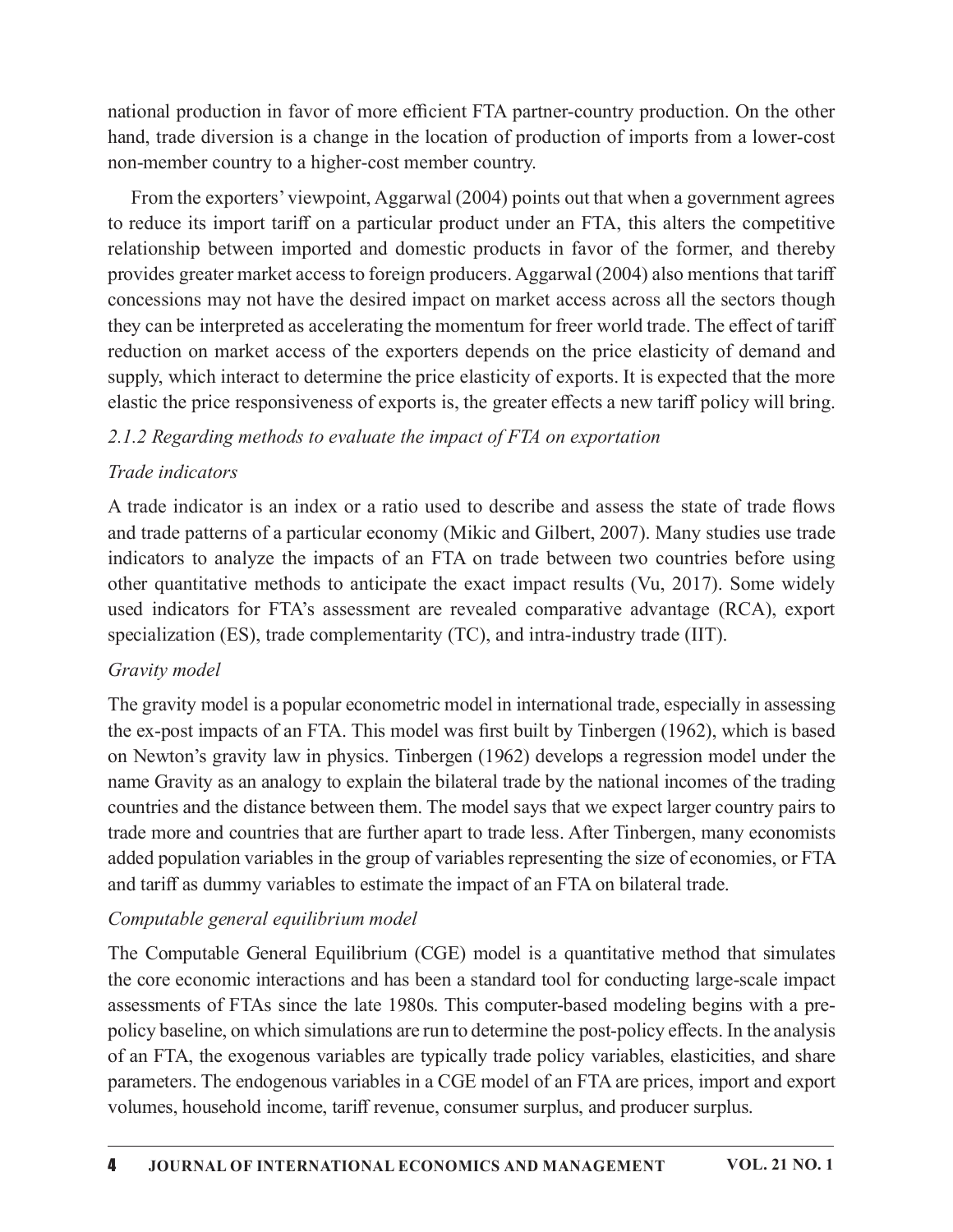national production in favor of more efficient FTA partner-country production. On the other hand, trade diversion is a change in the location of production of imports from a lower-cost non-member country to a higher-cost member country.

From the exporters' viewpoint, Aggarwal (2004) points out that when a government agrees to reduce its import tariff on a particular product under an FTA, this alters the competitive relationship between imported and domestic products in favor of the former, and thereby provides greater market access to foreign producers. Aggarwal (2004) also mentions that tariff concessions may not have the desired impact on market access across all the sectors though they can be interpreted as accelerating the momentum for freer world trade. The effect of tariff reduction on market access of the exporters depends on the price elasticity of demand and supply, which interact to determine the price elasticity of exports. It is expected that the more elastic the price responsiveness of exports is, the greater effects a new tariff policy will bring.

### *2.1.2 Regarding methods to evaluate the impact of FTA on exportation*

*Trade indicators*

A trade indicator is an index or a ratio used to describe and assess the state of trade flows and trade patterns of a particular economy (Mikic and Gilbert, 2007). Many studies use trade indicators to analyze the impacts of an FTA on trade between two countries before using other quantitative methods to anticipate the exact impact results (Vu, 2017). Some widely used indicators for FTA's assessment are revealed comparative advantage (RCA), export specialization (ES), trade complementarity (TC), and intra-industry trade (IIT).

*Gravity model*

The gravity model is a popular econometric model in international trade, especially in assessing the ex-post impacts of an FTA. This model was first built by Tinbergen (1962), which is based on Newton's gravity law in physics. Tinbergen (1962) develops a regression model under the name Gravity as an analogy to explain the bilateral trade by the national incomes of the trading countries and the distance between them. The model says that we expect larger country pairs to trade more and countries that are further apart to trade less. After Tinbergen, many economists added population variables in the group of variables representing the size of economies, or FTA and tariff as dummy variables to estimate the impact of an FTA on bilateral trade.

*Computable general equilibrium model*

The Computable General Equilibrium (CGE) model is a quantitative method that simulates the core economic interactions and has been a standard tool for conducting large-scale impact assessments of FTAs since the late 1980s. This computer-based modeling begins with a pre-policy baseline, on which simulations are run to determine the post-policy effects. In the analysis of an FTA, the exogenous variables are typically trade policy variables, elasticities, and share parameters. The endogenous variables in a CGE model of an FTA are prices, import and export volumes, household income, tariff revenue, consumer surplus, and producer surplus.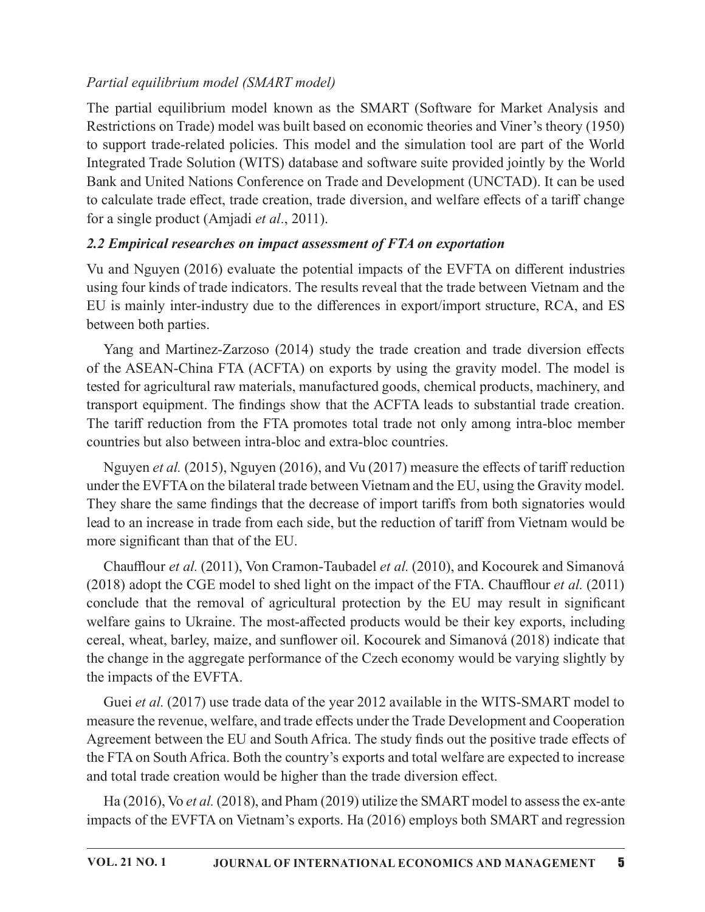*Partial equilibrium model (SMART model)*

The partial equilibrium model known as the SMART (Software for Market Analysis and Restrictions on Trade) model was built based on economic theories and Viner's theory (1950) to support trade-related policies. This model and the simulation tool are part of the World Integrated Trade Solution (WITS) database and software suite provided jointly by the World Bank and United Nations Conference on Trade and Development (UNCTAD). It can be used to calculate trade effect, trade creation, trade diversion, and welfare effects of a tariff change for a single product (Amjadi *et al*., 2011).

### *2.2 Empirical researches on impact assessment of FTA on exportation*

Vu and Nguyen (2016) evaluate the potential impacts of the EVFTA on different industries using four kinds of trade indicators. The results reveal that the trade between Vietnam and the EU is mainly inter-industry due to the differences in export/import structure, RCA, and ES between both parties.

Yang and Martinez-Zarzoso (2014) study the trade creation and trade diversion effects of the ASEAN-China FTA (ACFTA) on exports by using the gravity model. The model is tested for agricultural raw materials, manufactured goods, chemical products, machinery, and transport equipment. The findings show that the ACFTA leads to substantial trade creation. The tariff reduction from the FTA promotes total trade not only among intra-bloc member countries but also between intra-bloc and extra-bloc countries.

Nguyen *et al.* (2015), Nguyen (2016), and Vu (2017) measure the effects of tariff reduction under the EVFTA on the bilateral trade between Vietnam and the EU, using the Gravity model. They share the same findings that the decrease of import tariffs from both signatories would lead to an increase in trade from each side, but the reduction of tariff from Vietnam would be more significant than that of the EU.

Chaufflour *et al.* (2011), Von Cramon-Taubadel *et al.* (2010), and Kocourek and Simanová (2018) adopt the CGE model to shed light on the impact of the FTA. Chaufflour *et al.* (2011) conclude that the removal of agricultural protection by the EU may result in significant welfare gains to Ukraine. The most-affected products would be their key exports, including cereal, wheat, barley, maize, and sunflower oil. Kocourek and Simanová (2018) indicate that the change in the aggregate performance of the Czech economy would be varying slightly by the impacts of the EVFTA.

Guei *et al.* (2017) use trade data of the year 2012 available in the WITS-SMART model to measure the revenue, welfare, and trade effects under the Trade Development and Cooperation Agreement between the EU and South Africa. The study finds out the positive trade effects of the FTA on South Africa. Both the country's exports and total welfare are expected to increase and total trade creation would be higher than the trade diversion effect.

Ha (2016), Vo *et al.* (2018), and Pham (2019) utilize the SMART model to assess the ex-ante impacts of the EVFTA on Vietnam's exports. Ha (2016) employs both SMART and regression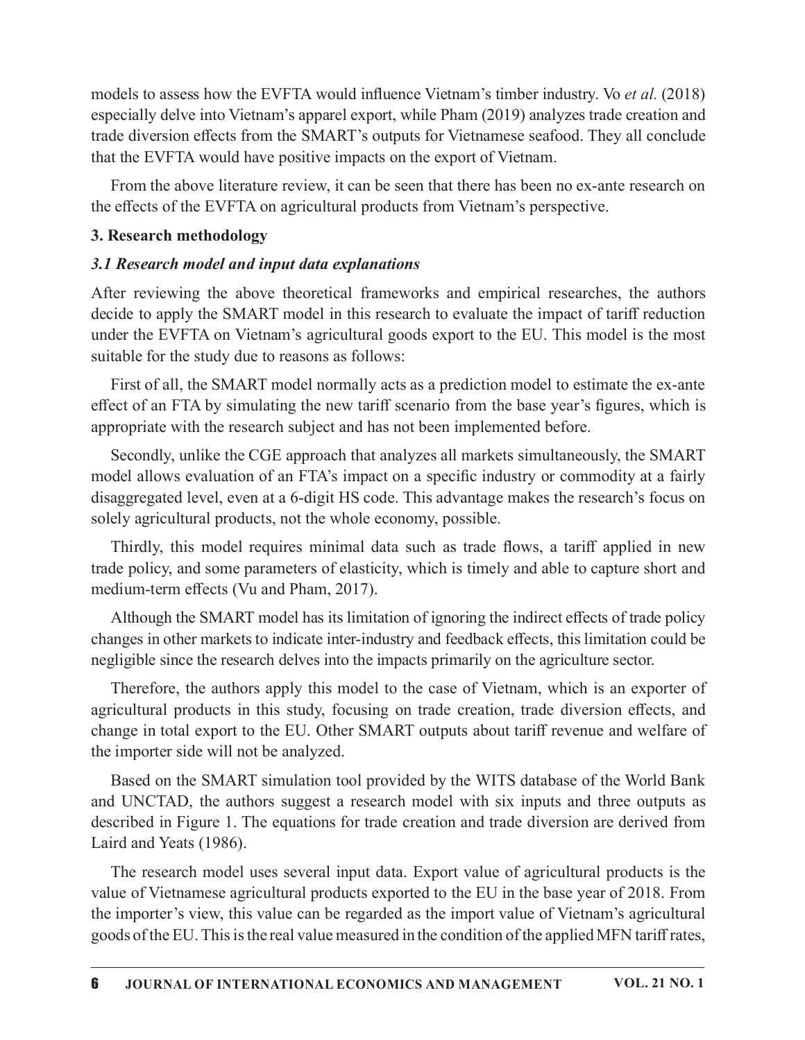models to assess how the EVFTA would influence Vietnam's timber industry. Vo *et al.* (2018) especially delve into Vietnam's apparel export, while Pham (2019) analyzes trade creation and trade diversion effects from the SMART's outputs for Vietnamese seafood. They all conclude that the EVFTA would have positive impacts on the export of Vietnam.

From the above literature review, it can be seen that there has been no ex-ante research on the effects of the EVFTA on agricultural products from Vietnam's perspective.

## 3. Research methodology

### *3.1 Research model and input data explanations*

After reviewing the above theoretical frameworks and empirical researches, the authors decide to apply the SMART model in this research to evaluate the impact of tariff reduction under the EVFTA on Vietnam's agricultural goods export to the EU. This model is the most suitable for the study due to reasons as follows:

First of all, the SMART model normally acts as a prediction model to estimate the ex-ante effect of an FTA by simulating the new tariff scenario from the base year's figures, which is appropriate with the research subject and has not been implemented before.

Secondly, unlike the CGE approach that analyzes all markets simultaneously, the SMART model allows evaluation of an FTA's impact on a specific industry or commodity at a fairly disaggregated level, even at a 6-digit HS code. This advantage makes the research's focus on solely agricultural products, not the whole economy, possible.

Thirdly, this model requires minimal data such as trade flows, a tariff applied in new trade policy, and some parameters of elasticity, which is timely and able to capture short and medium-term effects (Vu and Pham, 2017).

Although the SMART model has its limitation of ignoring the indirect effects of trade policy changes in other markets to indicate inter-industry and feedback effects, this limitation could be negligible since the research delves into the impacts primarily on the agriculture sector.

Therefore, the authors apply this model to the case of Vietnam, which is an exporter of agricultural products in this study, focusing on trade creation, trade diversion effects, and change in total export to the EU. Other SMART outputs about tariff revenue and welfare of the importer side will not be analyzed.

Based on the SMART simulation tool provided by the WITS database of the World Bank and UNCTAD, the authors suggest a research model with six inputs and three outputs as described in Figure 1. The equations for trade creation and trade diversion are derived from Laird and Yeats (1986).

The research model uses several input data. Export value of agricultural products is the value of Vietnamese agricultural products exported to the EU in the base year of 2018. From the importer's view, this value can be regarded as the import value of Vietnam's agricultural goods of the EU. This is the real value measured in the condition of the applied MFN tariff rates,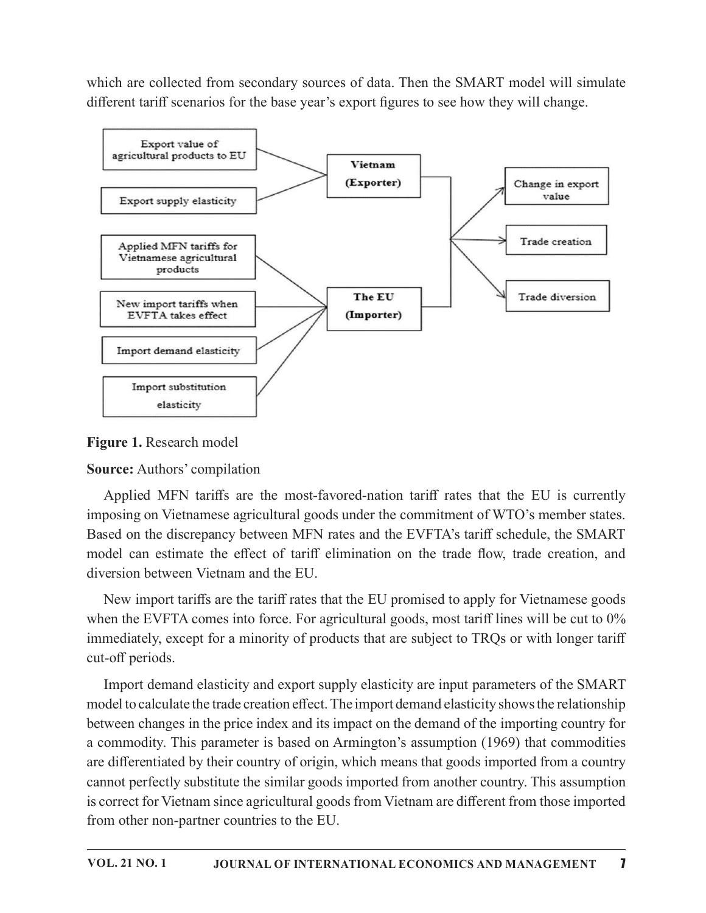which are collected from secondary sources of data. Then the SMART model will simulate different tariff scenarios for the base year's export figures to see how they will change.

**Figure 1.** Research model

**Source:** Authors' compilation

Applied MFN tariffs are the most-favored-nation tariff rates that the EU is currently imposing on Vietnamese agricultural goods under the commitment of WTO's member states. Based on the discrepancy between MFN rates and the EVFTA's tariff schedule, the SMART model can estimate the effect of tariff elimination on the trade flow, trade creation, and diversion between Vietnam and the EU.

New import tariffs are the tariff rates that the EU promised to apply for Vietnamese goods when the EVFTA comes into force. For agricultural goods, most tariff lines will be cut to 0% immediately, except for a minority of products that are subject to TRQs or with longer tariff cut-off periods.

Import demand elasticity and export supply elasticity are input parameters of the SMART model to calculate the trade creation effect. The import demand elasticity shows the relationship between changes in the price index and its impact on the demand of the importing country for a commodity. This parameter is based on Armington's assumption (1969) that commodities are differentiated by their country of origin, which means that goods imported from a country cannot perfectly substitute the similar goods imported from another country. This assumption is correct for Vietnam since agricultural goods from Vietnam are different from those imported from other non-partner countries to the EU.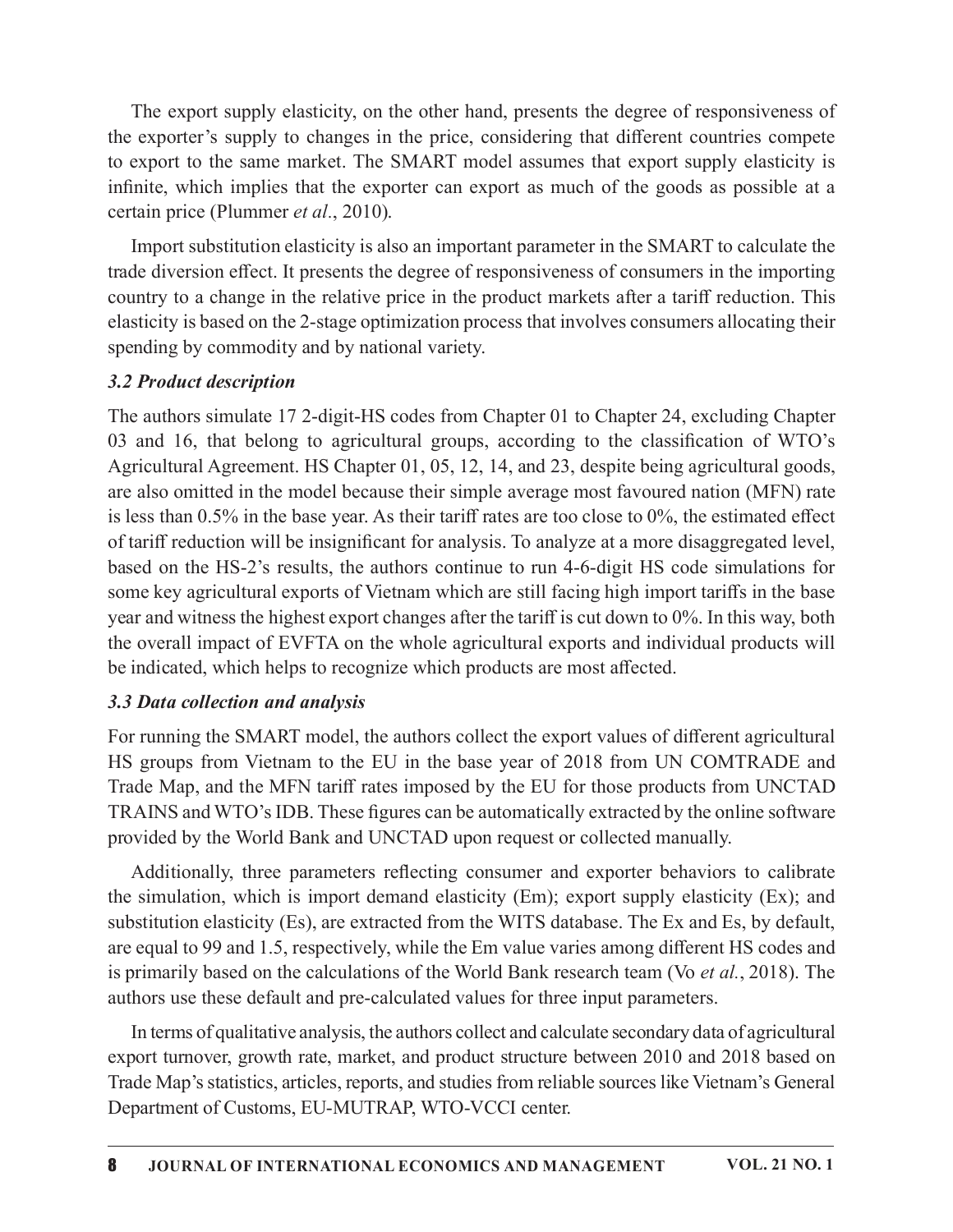The export supply elasticity, on the other hand, presents the degree of responsiveness of the exporter's supply to changes in the price, considering that different countries compete to export to the same market. The SMART model assumes that export supply elasticity is infinite, which implies that the exporter can export as much of the goods as possible at a certain price (Plummer *et al*., 2010).

Import substitution elasticity is also an important parameter in the SMART to calculate the trade diversion effect. It presents the degree of responsiveness of consumers in the importing country to a change in the relative price in the product markets after a tariff reduction. This elasticity is based on the 2-stage optimization process that involves consumers allocating their spending by commodity and by national variety.

### *3.2 Product description*

The authors simulate 17 2-digit-HS codes from Chapter 01 to Chapter 24, excluding Chapter 03 and 16, that belong to agricultural groups, according to the classification of WTO's Agricultural Agreement. HS Chapter 01, 05, 12, 14, and 23, despite being agricultural goods, are also omitted in the model because their simple average most favoured nation (MFN) rate is less than 0.5% in the base year. As their tariff rates are too close to 0%, the estimated effect of tariff reduction will be insignificant for analysis. To analyze at a more disaggregated level, based on the HS-2's results, the authors continue to run 4-6-digit HS code simulations for some key agricultural exports of Vietnam which are still facing high import tariffs in the base year and witness the highest export changes after the tariff is cut down to 0%. In this way, both the overall impact of EVFTA on the whole agricultural exports and individual products will be indicated, which helps to recognize which products are most affected.

### *3.3 Data collection and analysis*

For running the SMART model, the authors collect the export values of different agricultural HS groups from Vietnam to the EU in the base year of 2018 from UN COMTRADE and Trade Map, and the MFN tariff rates imposed by the EU for those products from UNCTAD TRAINS and WTO's IDB. These figures can be automatically extracted by the online software provided by the World Bank and UNCTAD upon request or collected manually.

Additionally, three parameters reflecting consumer and exporter behaviors to calibrate the simulation, which is import demand elasticity (Em); export supply elasticity (Ex); and substitution elasticity (Es), are extracted from the WITS database. The Ex and Es, by default, are equal to 99 and 1.5, respectively, while the Em value varies among different HS codes and is primarily based on the calculations of the World Bank research team (Vo *et al.*, 2018). The authors use these default and pre-calculated values for three input parameters.

In terms of qualitative analysis, the authors collect and calculate secondary data of agricultural export turnover, growth rate, market, and product structure between 2010 and 2018 based on Trade Map's statistics, articles, reports, and studies from reliable sources like Vietnam's General Department of Customs, EU-MUTRAP, WTO-VCCI center.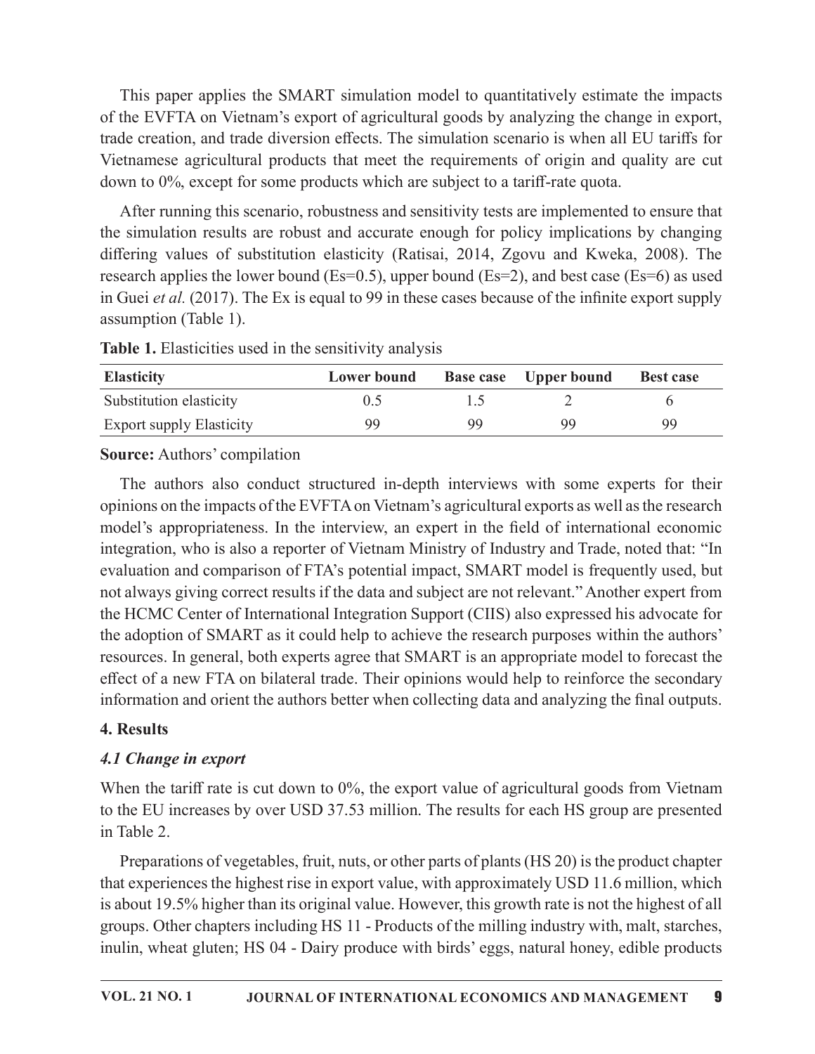This paper applies the SMART simulation model to quantitatively estimate the impacts of the EVFTA on Vietnam's export of agricultural goods by analyzing the change in export, trade creation, and trade diversion effects. The simulation scenario is when all EU tariffs for Vietnamese agricultural products that meet the requirements of origin and quality are cut down to 0%, except for some products which are subject to a tariff-rate quota.

After running this scenario, robustness and sensitivity tests are implemented to ensure that the simulation results are robust and accurate enough for policy implications by changing differing values of substitution elasticity (Ratisai, 2014, Zgovu and Kweka, 2008). The research applies the lower bound (Es=0.5), upper bound (Es=2), and best case (Es=6) as used in Guei *et al.* (2017). The Ex is equal to 99 in these cases because of the infinite export supply assumption (Table 1).

**Table 1.** Elasticities used in the sensitivity analysis

| Elasticity | Lower bound | Base case | Upper bound | Best case |
|---|---|---|---|---|
| Substitution elasticity | 0.5 | 1.5 | 2 | 6 |
| Export supply Elasticity | 99 | 99 | 99 | 99 |

**Source:** Authors' compilation

The authors also conduct structured in-depth interviews with some experts for their opinions on the impacts of the EVFTA on Vietnam's agricultural exports as well as the research model's appropriateness. In the interview, an expert in the field of international economic integration, who is also a reporter of Vietnam Ministry of Industry and Trade, noted that: "In evaluation and comparison of FTA's potential impact, SMART model is frequently used, but not always giving correct results if the data and subject are not relevant." Another expert from the HCMC Center of International Integration Support (CIIS) also expressed his advocate for the adoption of SMART as it could help to achieve the research purposes within the authors' resources. In general, both experts agree that SMART is an appropriate model to forecast the effect of a new FTA on bilateral trade. Their opinions would help to reinforce the secondary information and orient the authors better when collecting data and analyzing the final outputs.

## 4. Results

### *4.1 Change in export*

When the tariff rate is cut down to 0%, the export value of agricultural goods from Vietnam to the EU increases by over USD 37.53 million. The results for each HS group are presented in Table 2.

Preparations of vegetables, fruit, nuts, or other parts of plants (HS 20) is the product chapter that experiences the highest rise in export value, with approximately USD 11.6 million, which is about 19.5% higher than its original value. However, this growth rate is not the highest of all groups. Other chapters including HS 11 - Products of the milling industry with, malt, starches, inulin, wheat gluten; HS 04 - Dairy produce with birds' eggs, natural honey, edible products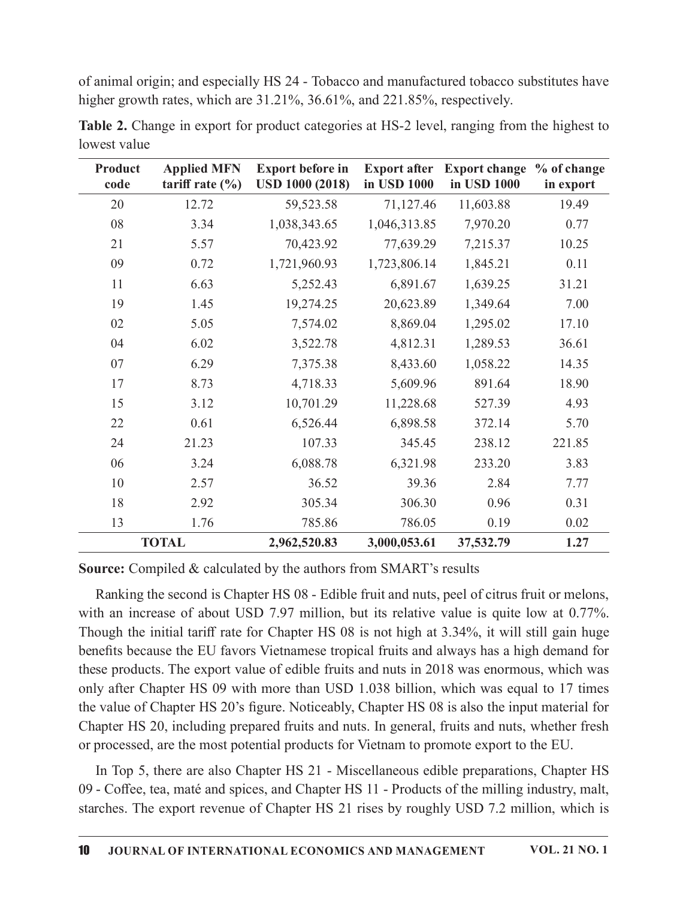of animal origin; and especially HS 24 - Tobacco and manufactured tobacco substitutes have higher growth rates, which are 31.21%, 36.61%, and 221.85%, respectively.

**Table 2.** Change in export for product categories at HS-2 level, ranging from the highest to lowest value

| Product code | Applied MFN tariff rate (%) | Export before in USD 1000 (2018) | Export after in USD 1000 | Export change in USD 1000 | % of change in export |
|---|---|---|---|---|---|
| 20 | 12.72 | 59,523.58 | 71,127.46 | 11,603.88 | 19.49 |
| 08 | 3.34 | 1,038,343.65 | 1,046,313.85 | 7,970.20 | 0.77 |
| 21 | 5.57 | 70,423.92 | 77,639.29 | 7,215.37 | 10.25 |
| 09 | 0.72 | 1,721,960.93 | 1,723,806.14 | 1,845.21 | 0.11 |
| 11 | 6.63 | 5,252.43 | 6,891.67 | 1,639.25 | 31.21 |
| 19 | 1.45 | 19,274.25 | 20,623.89 | 1,349.64 | 7.00 |
| 02 | 5.05 | 7,574.02 | 8,869.04 | 1,295.02 | 17.10 |
| 04 | 6.02 | 3,522.78 | 4,812.31 | 1,289.53 | 36.61 |
| 07 | 6.29 | 7,375.38 | 8,433.60 | 1,058.22 | 14.35 |
| 17 | 8.73 | 4,718.33 | 5,609.96 | 891.64 | 18.90 |
| 15 | 3.12 | 10,701.29 | 11,228.68 | 527.39 | 4.93 |
| 22 | 0.61 | 6,526.44 | 6,898.58 | 372.14 | 5.70 |
| 24 | 21.23 | 107.33 | 345.45 | 238.12 | 221.85 |
| 06 | 3.24 | 6,088.78 | 6,321.98 | 233.20 | 3.83 |
| 10 | 2.57 | 36.52 | 39.36 | 2.84 | 7.77 |
| 18 | 2.92 | 305.34 | 306.30 | 0.96 | 0.31 |
| 13 | 1.76 | 785.86 | 786.05 | 0.19 | 0.02 |
| **TOTAL** | | **2,962,520.83** | **3,000,053.61** | **37,532.79** | **1.27** |

**Source:** Compiled & calculated by the authors from SMART's results

Ranking the second is Chapter HS 08 - Edible fruit and nuts, peel of citrus fruit or melons, with an increase of about USD 7.97 million, but its relative value is quite low at 0.77%. Though the initial tariff rate for Chapter HS 08 is not high at 3.34%, it will still gain huge benefits because the EU favors Vietnamese tropical fruits and always has a high demand for these products. The export value of edible fruits and nuts in 2018 was enormous, which was only after Chapter HS 09 with more than USD 1.038 billion, which was equal to 17 times the value of Chapter HS 20's figure. Noticeably, Chapter HS 08 is also the input material for Chapter HS 20, including prepared fruits and nuts. In general, fruits and nuts, whether fresh or processed, are the most potential products for Vietnam to promote export to the EU.

In Top 5, there are also Chapter HS 21 - Miscellaneous edible preparations, Chapter HS 09 - Coffee, tea, maté and spices, and Chapter HS 11 - Products of the milling industry, malt, starches. The export revenue of Chapter HS 21 rises by roughly USD 7.2 million, which is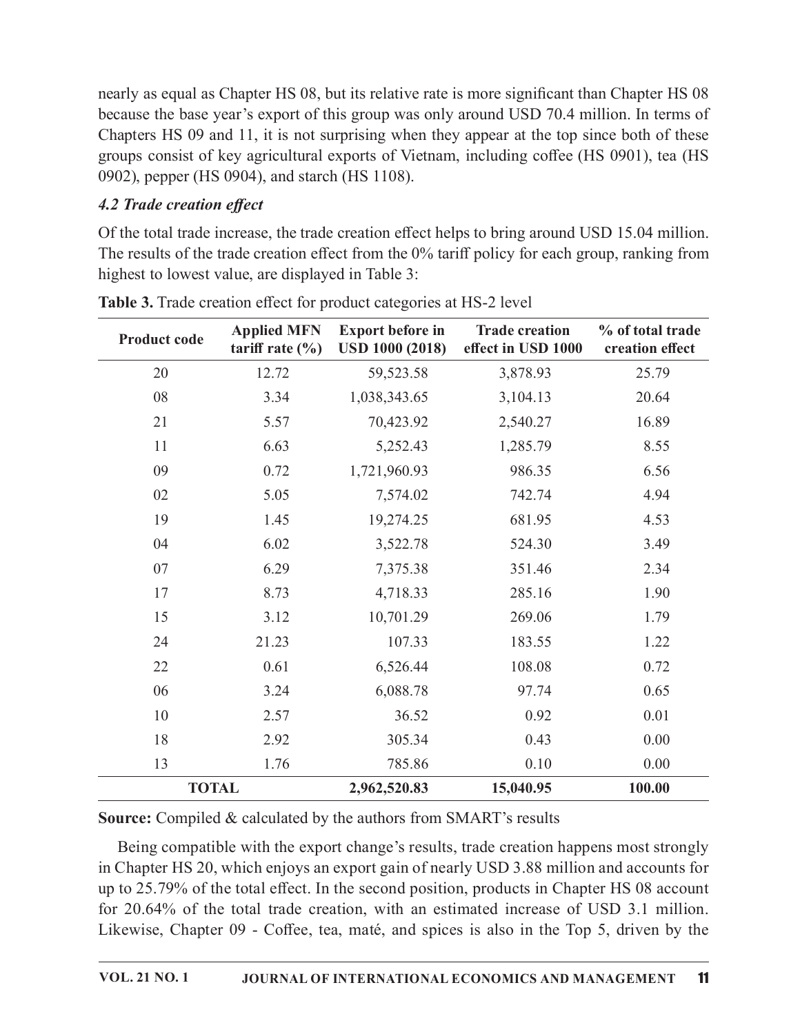nearly as equal as Chapter HS 08, but its relative rate is more significant than Chapter HS 08 because the base year's export of this group was only around USD 70.4 million. In terms of Chapters HS 09 and 11, it is not surprising when they appear at the top since both of these groups consist of key agricultural exports of Vietnam, including coffee (HS 0901), tea (HS 0902), pepper (HS 0904), and starch (HS 1108).

### *4.2 Trade creation effect*

Of the total trade increase, the trade creation effect helps to bring around USD 15.04 million. The results of the trade creation effect from the 0% tariff policy for each group, ranking from highest to lowest value, are displayed in Table 3:

**Table 3.** Trade creation effect for product categories at HS-2 level

| Product code | Applied MFN tariff rate (%) | Export before in USD 1000 (2018) | Trade creation effect in USD 1000 | % of total trade creation effect |
|---|---|---|---|---|
| 20 | 12.72 | 59,523.58 | 3,878.93 | 25.79 |
| 08 | 3.34 | 1,038,343.65 | 3,104.13 | 20.64 |
| 21 | 5.57 | 70,423.92 | 2,540.27 | 16.89 |
| 11 | 6.63 | 5,252.43 | 1,285.79 | 8.55 |
| 09 | 0.72 | 1,721,960.93 | 986.35 | 6.56 |
| 02 | 5.05 | 7,574.02 | 742.74 | 4.94 |
| 19 | 1.45 | 19,274.25 | 681.95 | 4.53 |
| 04 | 6.02 | 3,522.78 | 524.30 | 3.49 |
| 07 | 6.29 | 7,375.38 | 351.46 | 2.34 |
| 17 | 8.73 | 4,718.33 | 285.16 | 1.90 |
| 15 | 3.12 | 10,701.29 | 269.06 | 1.79 |
| 24 | 21.23 | 107.33 | 183.55 | 1.22 |
| 22 | 0.61 | 6,526.44 | 108.08 | 0.72 |
| 06 | 3.24 | 6,088.78 | 97.74 | 0.65 |
| 10 | 2.57 | 36.52 | 0.92 | 0.01 |
| 18 | 2.92 | 305.34 | 0.43 | 0.00 |
| 13 | 1.76 | 785.86 | 0.10 | 0.00 |
| **TOTAL** | | **2,962,520.83** | **15,040.95** | **100.00** |

**Source:** Compiled & calculated by the authors from SMART's results

Being compatible with the export change's results, trade creation happens most strongly in Chapter HS 20, which enjoys an export gain of nearly USD 3.88 million and accounts for up to 25.79% of the total effect. In the second position, products in Chapter HS 08 account for 20.64% of the total trade creation, with an estimated increase of USD 3.1 million. Likewise, Chapter 09 - Coffee, tea, maté, and spices is also in the Top 5, driven by the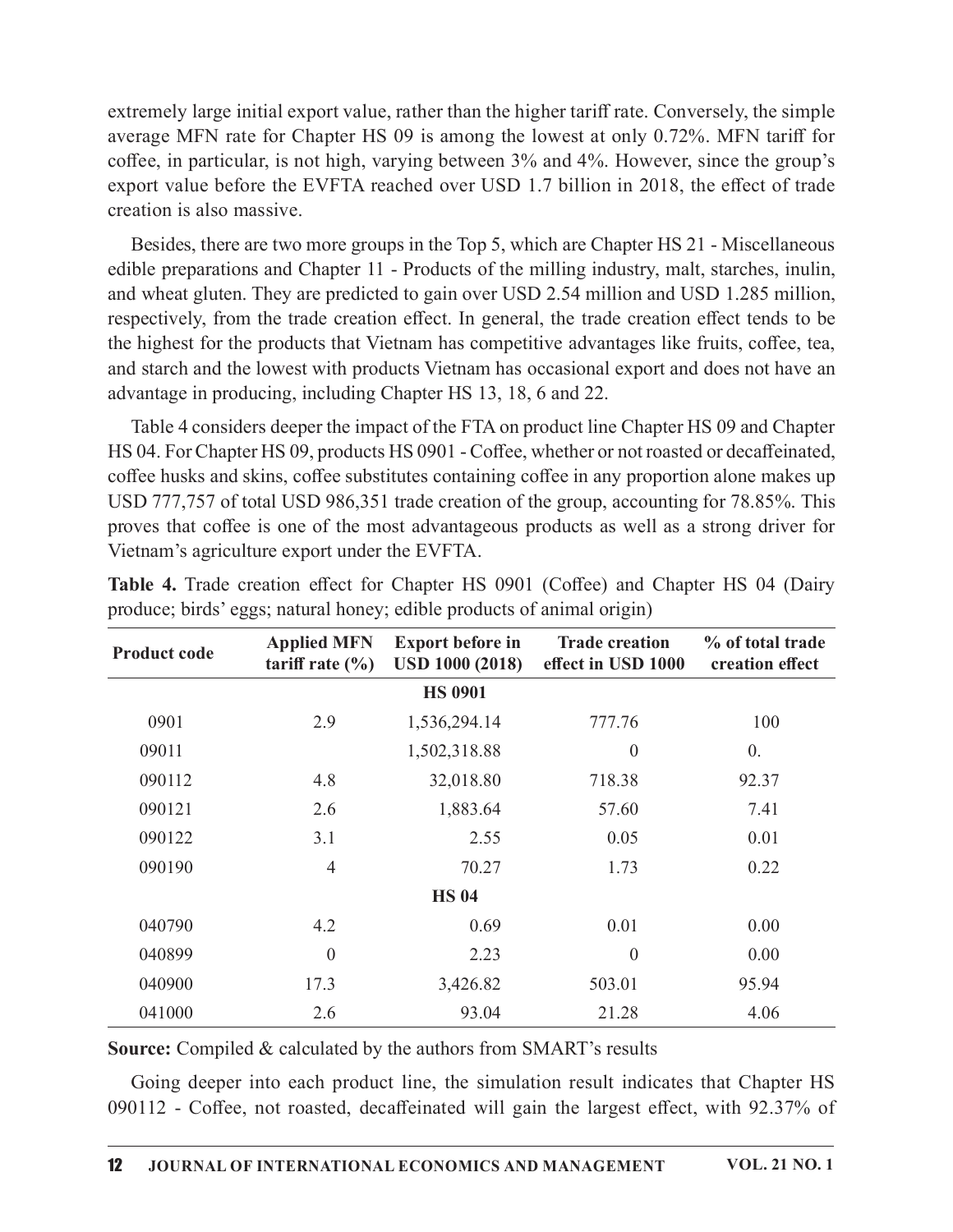extremely large initial export value, rather than the higher tariff rate. Conversely, the simple average MFN rate for Chapter HS 09 is among the lowest at only 0.72%. MFN tariff for coffee, in particular, is not high, varying between 3% and 4%. However, since the group's export value before the EVFTA reached over USD 1.7 billion in 2018, the effect of trade creation is also massive.

Besides, there are two more groups in the Top 5, which are Chapter HS 21 - Miscellaneous edible preparations and Chapter 11 - Products of the milling industry, malt, starches, inulin, and wheat gluten. They are predicted to gain over USD 2.54 million and USD 1.285 million, respectively, from the trade creation effect. In general, the trade creation effect tends to be the highest for the products that Vietnam has competitive advantages like fruits, coffee, tea, and starch and the lowest with products Vietnam has occasional export and does not have an advantage in producing, including Chapter HS 13, 18, 6 and 22.

Table 4 considers deeper the impact of the FTA on product line Chapter HS 09 and Chapter HS 04. For Chapter HS 09, products HS 0901 - Coffee, whether or not roasted or decaffeinated, coffee husks and skins, coffee substitutes containing coffee in any proportion alone makes up USD 777,757 of total USD 986,351 trade creation of the group, accounting for 78.85%. This proves that coffee is one of the most advantageous products as well as a strong driver for Vietnam's agriculture export under the EVFTA.

**Table 4.** Trade creation effect for Chapter HS 0901 (Coffee) and Chapter HS 04 (Dairy produce; birds' eggs; natural honey; edible products of animal origin)

| Product code | Applied MFN tariff rate (%) | Export before in USD 1000 (2018) | Trade creation effect in USD 1000 | % of total trade creation effect |
|---|---|---|---|---|
| | | **HS 0901** | | |
| 0901 | 2.9 | 1,536,294.14 | 777.76 | 100 |
| 09011 | | 1,502,318.88 | 0 | 0. |
| 090112 | 4.8 | 32,018.80 | 718.38 | 92.37 |
| 090121 | 2.6 | 1,883.64 | 57.60 | 7.41 |
| 090122 | 3.1 | 2.55 | 0.05 | 0.01 |
| 090190 | 4 | 70.27 | 1.73 | 0.22 |
| | | **HS 04** | | |
| 040790 | 4.2 | 0.69 | 0.01 | 0.00 |
| 040899 | 0 | 2.23 | 0 | 0.00 |
| 040900 | 17.3 | 3,426.82 | 503.01 | 95.94 |
| 041000 | 2.6 | 93.04 | 21.28 | 4.06 |

**Source:** Compiled & calculated by the authors from SMART's results

Going deeper into each product line, the simulation result indicates that Chapter HS 090112 - Coffee, not roasted, decaffeinated will gain the largest effect, with 92.37% of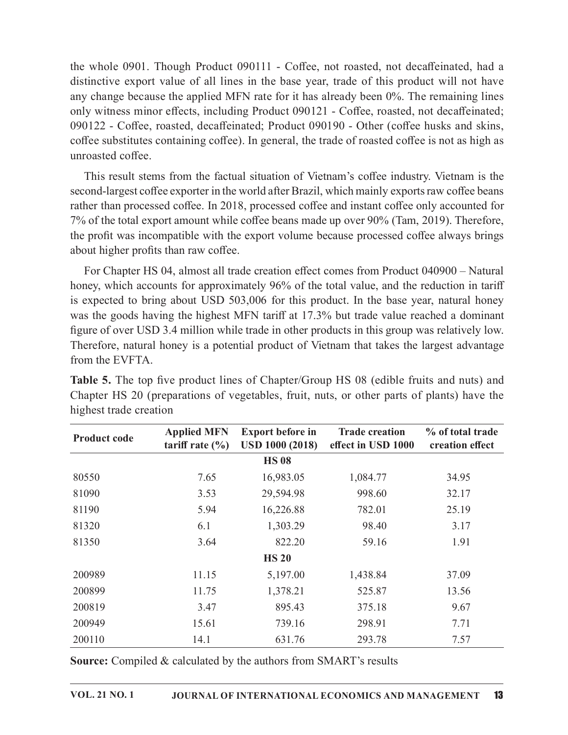the whole 0901. Though Product 090111 - Coffee, not roasted, not decaffeinated, had a distinctive export value of all lines in the base year, trade of this product will not have any change because the applied MFN rate for it has already been 0%. The remaining lines only witness minor effects, including Product 090121 - Coffee, roasted, not decaffeinated; 090122 - Coffee, roasted, decaffeinated; Product 090190 - Other (coffee husks and skins, coffee substitutes containing coffee). In general, the trade of roasted coffee is not as high as unroasted coffee.

This result stems from the factual situation of Vietnam's coffee industry. Vietnam is the second-largest coffee exporter in the world after Brazil, which mainly exports raw coffee beans rather than processed coffee. In 2018, processed coffee and instant coffee only accounted for 7% of the total export amount while coffee beans made up over 90% (Tam, 2019). Therefore, the profit was incompatible with the export volume because processed coffee always brings about higher profits than raw coffee.

For Chapter HS 04, almost all trade creation effect comes from Product 040900 – Natural honey, which accounts for approximately 96% of the total value, and the reduction in tariff is expected to bring about USD 503,006 for this product. In the base year, natural honey was the goods having the highest MFN tariff at 17.3% but trade value reached a dominant figure of over USD 3.4 million while trade in other products in this group was relatively low. Therefore, natural honey is a potential product of Vietnam that takes the largest advantage from the EVFTA.

**Table 5.** The top five product lines of Chapter/Group HS 08 (edible fruits and nuts) and Chapter HS 20 (preparations of vegetables, fruit, nuts, or other parts of plants) have the highest trade creation

| Product code | Applied MFN tariff rate (%) | Export before in USD 1000 (2018) | Trade creation effect in USD 1000 | % of total trade creation effect |
|---|---|---|---|---|
| | | **HS 08** | | |
| 80550 | 7.65 | 16,983.05 | 1,084.77 | 34.95 |
| 81090 | 3.53 | 29,594.98 | 998.60 | 32.17 |
| 81190 | 5.94 | 16,226.88 | 782.01 | 25.19 |
| 81320 | 6.1 | 1,303.29 | 98.40 | 3.17 |
| 81350 | 3.64 | 822.20 | 59.16 | 1.91 |
| | | **HS 20** | | |
| 200989 | 11.15 | 5,197.00 | 1,438.84 | 37.09 |
| 200899 | 11.75 | 1,378.21 | 525.87 | 13.56 |
| 200819 | 3.47 | 895.43 | 375.18 | 9.67 |
| 200949 | 15.61 | 739.16 | 298.91 | 7.71 |
| 200110 | 14.1 | 631.76 | 293.78 | 7.57 |

**Source:** Compiled & calculated by the authors from SMART's results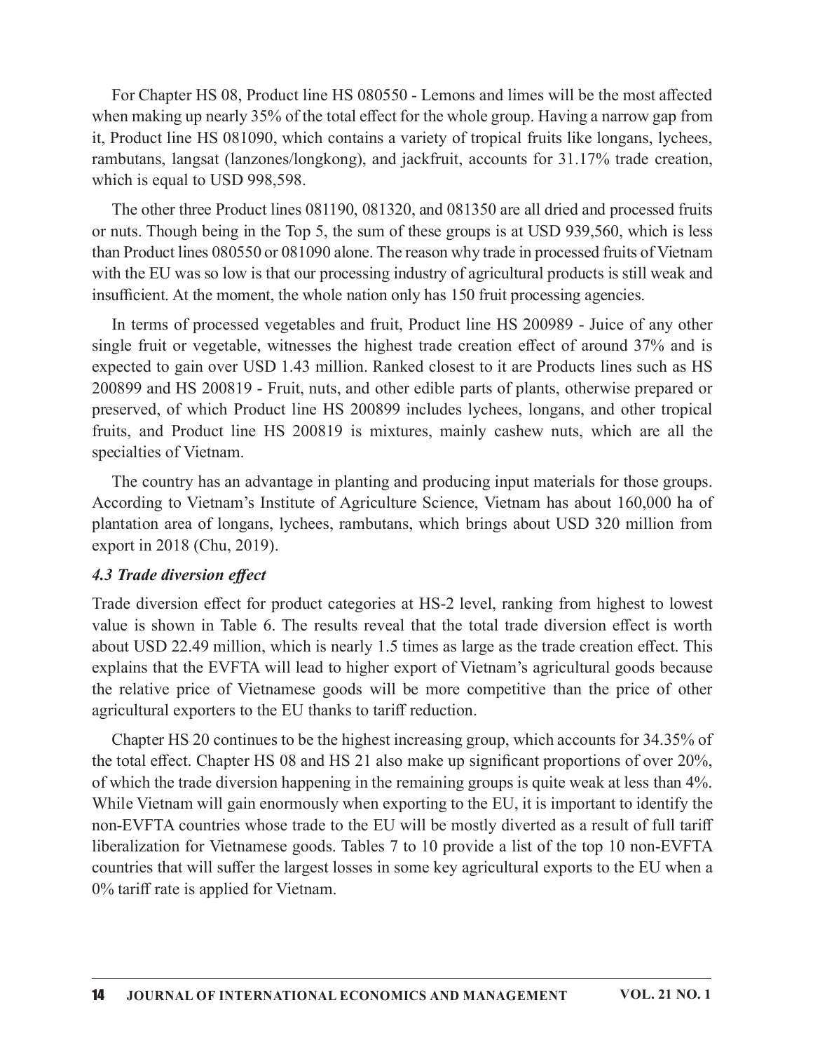For Chapter HS 08, Product line HS 080550 - Lemons and limes will be the most affected when making up nearly 35% of the total effect for the whole group. Having a narrow gap from it, Product line HS 081090, which contains a variety of tropical fruits like longans, lychees, rambutans, langsat (lanzones/longkong), and jackfruit, accounts for 31.17% trade creation, which is equal to USD 998,598.

The other three Product lines 081190, 081320, and 081350 are all dried and processed fruits or nuts. Though being in the Top 5, the sum of these groups is at USD 939,560, which is less than Product lines 080550 or 081090 alone. The reason why trade in processed fruits of Vietnam with the EU was so low is that our processing industry of agricultural products is still weak and insufficient. At the moment, the whole nation only has 150 fruit processing agencies.

In terms of processed vegetables and fruit, Product line HS 200989 - Juice of any other single fruit or vegetable, witnesses the highest trade creation effect of around 37% and is expected to gain over USD 1.43 million. Ranked closest to it are Products lines such as HS 200899 and HS 200819 - Fruit, nuts, and other edible parts of plants, otherwise prepared or preserved, of which Product line HS 200899 includes lychees, longans, and other tropical fruits, and Product line HS 200819 is mixtures, mainly cashew nuts, which are all the specialties of Vietnam.

The country has an advantage in planting and producing input materials for those groups. According to Vietnam's Institute of Agriculture Science, Vietnam has about 160,000 ha of plantation area of longans, lychees, rambutans, which brings about USD 320 million from export in 2018 (Chu, 2019).

### *4.3 Trade diversion effect*

Trade diversion effect for product categories at HS-2 level, ranking from highest to lowest value is shown in Table 6. The results reveal that the total trade diversion effect is worth about USD 22.49 million, which is nearly 1.5 times as large as the trade creation effect. This explains that the EVFTA will lead to higher export of Vietnam's agricultural goods because the relative price of Vietnamese goods will be more competitive than the price of other agricultural exporters to the EU thanks to tariff reduction.

Chapter HS 20 continues to be the highest increasing group, which accounts for 34.35% of the total effect. Chapter HS 08 and HS 21 also make up significant proportions of over 20%, of which the trade diversion happening in the remaining groups is quite weak at less than 4%. While Vietnam will gain enormously when exporting to the EU, it is important to identify the non-EVFTA countries whose trade to the EU will be mostly diverted as a result of full tariff liberalization for Vietnamese goods. Tables 7 to 10 provide a list of the top 10 non-EVFTA countries that will suffer the largest losses in some key agricultural exports to the EU when a 0% tariff rate is applied for Vietnam.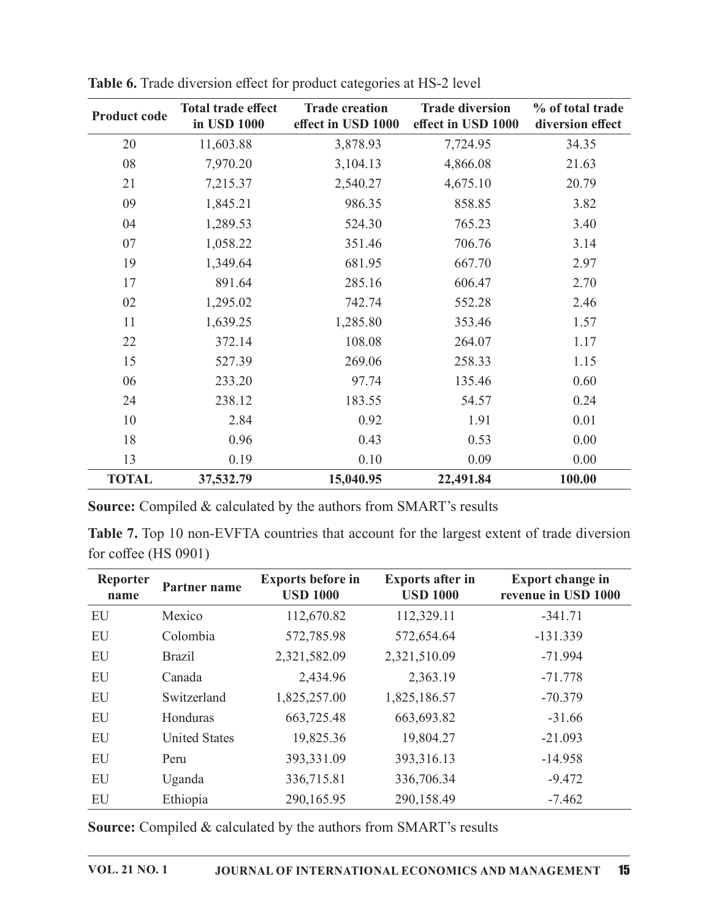**Table 6.** Trade diversion effect for product categories at HS-2 level

| Product code | Total trade effect in USD 1000 | Trade creation effect in USD 1000 | Trade diversion effect in USD 1000 | % of total trade diversion effect |
|---|---|---|---|---|
| 20 | 11,603.88 | 3,878.93 | 7,724.95 | 34.35 |
| 08 | 7,970.20 | 3,104.13 | 4,866.08 | 21.63 |
| 21 | 7,215.37 | 2,540.27 | 4,675.10 | 20.79 |
| 09 | 1,845.21 | 986.35 | 858.85 | 3.82 |
| 04 | 1,289.53 | 524.30 | 765.23 | 3.40 |
| 07 | 1,058.22 | 351.46 | 706.76 | 3.14 |
| 19 | 1,349.64 | 681.95 | 667.70 | 2.97 |
| 17 | 891.64 | 285.16 | 606.47 | 2.70 |
| 02 | 1,295.02 | 742.74 | 552.28 | 2.46 |
| 11 | 1,639.25 | 1,285.80 | 353.46 | 1.57 |
| 22 | 372.14 | 108.08 | 264.07 | 1.17 |
| 15 | 527.39 | 269.06 | 258.33 | 1.15 |
| 06 | 233.20 | 97.74 | 135.46 | 0.60 |
| 24 | 238.12 | 183.55 | 54.57 | 0.24 |
| 10 | 2.84 | 0.92 | 1.91 | 0.01 |
| 18 | 0.96 | 0.43 | 0.53 | 0.00 |
| 13 | 0.19 | 0.10 | 0.09 | 0.00 |
| **TOTAL** | **37,532.79** | **15,040.95** | **22,491.84** | **100.00** |

**Source:** Compiled & calculated by the authors from SMART's results

**Table 7.** Top 10 non-EVFTA countries that account for the largest extent of trade diversion for coffee (HS 0901)

| Reporter name | Partner name | Exports before in USD 1000 | Exports after in USD 1000 | Export change in revenue in USD 1000 |
|---|---|---|---|---|
| EU | Mexico | 112,670.82 | 112,329.11 | -341.71 |
| EU | Colombia | 572,785.98 | 572,654.64 | -131.339 |
| EU | Brazil | 2,321,582.09 | 2,321,510.09 | -71.994 |
| EU | Canada | 2,434.96 | 2,363.19 | -71.778 |
| EU | Switzerland | 1,825,257.00 | 1,825,186.57 | -70.379 |
| EU | Honduras | 663,725.48 | 663,693.82 | -31.66 |
| EU | United States | 19,825.36 | 19,804.27 | -21.093 |
| EU | Peru | 393,331.09 | 393,316.13 | -14.958 |
| EU | Uganda | 336,715.81 | 336,706.34 | -9.472 |
| EU | Ethiopia | 290,165.95 | 290,158.49 | -7.462 |

**Source:** Compiled & calculated by the authors from SMART's results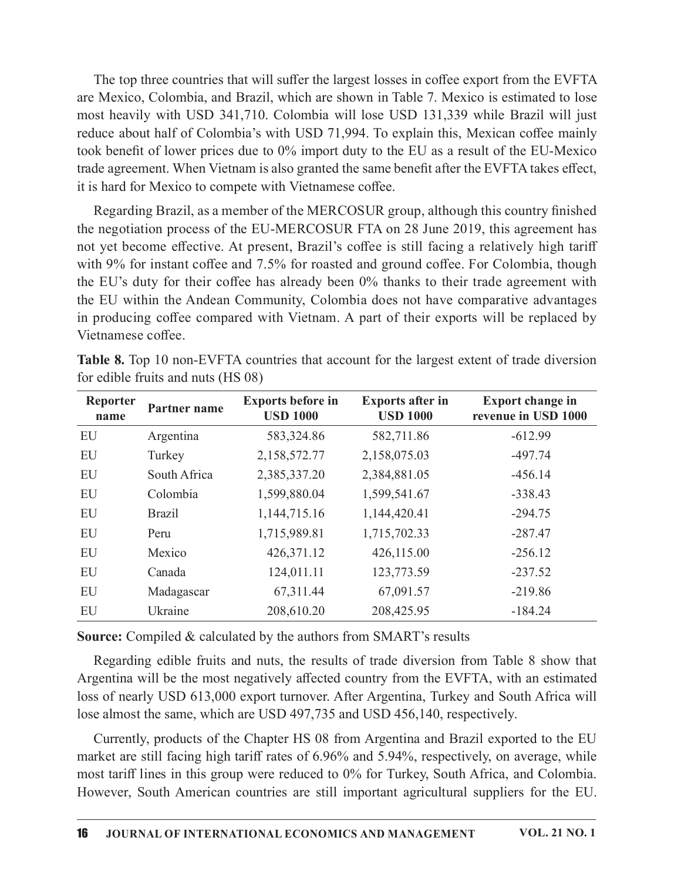The top three countries that will suffer the largest losses in coffee export from the EVFTA are Mexico, Colombia, and Brazil, which are shown in Table 7. Mexico is estimated to lose most heavily with USD 341,710. Colombia will lose USD 131,339 while Brazil will just reduce about half of Colombia's with USD 71,994. To explain this, Mexican coffee mainly took benefit of lower prices due to 0% import duty to the EU as a result of the EU-Mexico trade agreement. When Vietnam is also granted the same benefit after the EVFTA takes effect, it is hard for Mexico to compete with Vietnamese coffee.

Regarding Brazil, as a member of the MERCOSUR group, although this country finished the negotiation process of the EU-MERCOSUR FTA on 28 June 2019, this agreement has not yet become effective. At present, Brazil's coffee is still facing a relatively high tariff with 9% for instant coffee and 7.5% for roasted and ground coffee. For Colombia, though the EU's duty for their coffee has already been 0% thanks to their trade agreement with the EU within the Andean Community, Colombia does not have comparative advantages in producing coffee compared with Vietnam. A part of their exports will be replaced by Vietnamese coffee.

**Table 8.** Top 10 non-EVFTA countries that account for the largest extent of trade diversion for edible fruits and nuts (HS 08)

| Reporter name | Partner name | Exports before in USD 1000 | Exports after in USD 1000 | Export change in revenue in USD 1000 |
|---|---|---|---|---|
| EU | Argentina | 583,324.86 | 582,711.86 | -612.99 |
| EU | Turkey | 2,158,572.77 | 2,158,075.03 | -497.74 |
| EU | South Africa | 2,385,337.20 | 2,384,881.05 | -456.14 |
| EU | Colombia | 1,599,880.04 | 1,599,541.67 | -338.43 |
| EU | Brazil | 1,144,715.16 | 1,144,420.41 | -294.75 |
| EU | Peru | 1,715,989.81 | 1,715,702.33 | -287.47 |
| EU | Mexico | 426,371.12 | 426,115.00 | -256.12 |
| EU | Canada | 124,011.11 | 123,773.59 | -237.52 |
| EU | Madagascar | 67,311.44 | 67,091.57 | -219.86 |
| EU | Ukraine | 208,610.20 | 208,425.95 | -184.24 |

**Source:** Compiled & calculated by the authors from SMART's results

Regarding edible fruits and nuts, the results of trade diversion from Table 8 show that Argentina will be the most negatively affected country from the EVFTA, with an estimated loss of nearly USD 613,000 export turnover. After Argentina, Turkey and South Africa will lose almost the same, which are USD 497,735 and USD 456,140, respectively.

Currently, products of the Chapter HS 08 from Argentina and Brazil exported to the EU market are still facing high tariff rates of 6.96% and 5.94%, respectively, on average, while most tariff lines in this group were reduced to 0% for Turkey, South Africa, and Colombia. However, South American countries are still important agricultural suppliers for the EU.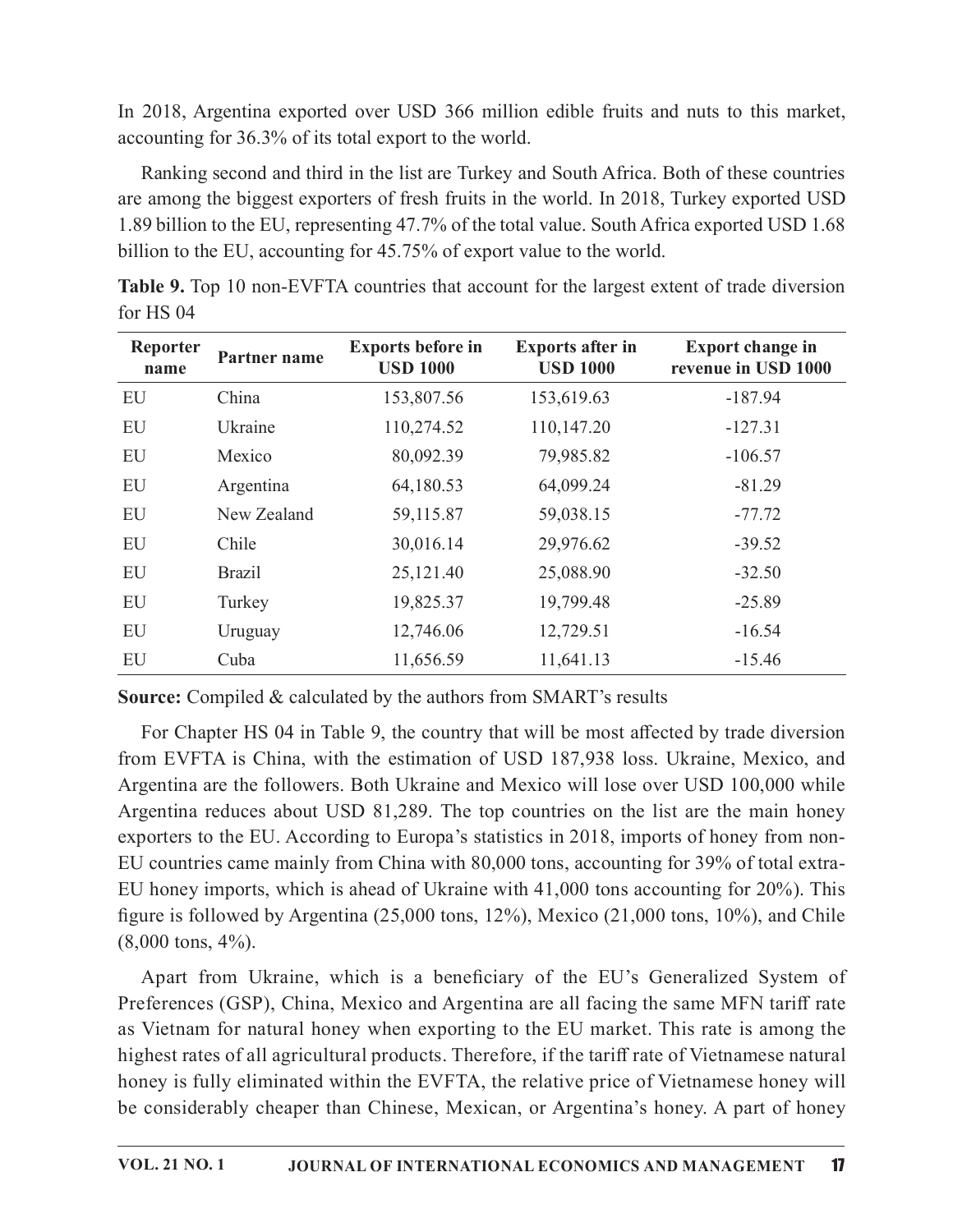In 2018, Argentina exported over USD 366 million edible fruits and nuts to this market, accounting for 36.3% of its total export to the world.

Ranking second and third in the list are Turkey and South Africa. Both of these countries are among the biggest exporters of fresh fruits in the world. In 2018, Turkey exported USD 1.89 billion to the EU, representing 47.7% of the total value. South Africa exported USD 1.68 billion to the EU, accounting for 45.75% of export value to the world.

**Table 9.** Top 10 non-EVFTA countries that account for the largest extent of trade diversion for HS 04

| Reporter name | Partner name | Exports before in USD 1000 | Exports after in USD 1000 | Export change in revenue in USD 1000 |
|---|---|---|---|---|
| EU | China | 153,807.56 | 153,619.63 | -187.94 |
| EU | Ukraine | 110,274.52 | 110,147.20 | -127.31 |
| EU | Mexico | 80,092.39 | 79,985.82 | -106.57 |
| EU | Argentina | 64,180.53 | 64,099.24 | -81.29 |
| EU | New Zealand | 59,115.87 | 59,038.15 | -77.72 |
| EU | Chile | 30,016.14 | 29,976.62 | -39.52 |
| EU | Brazil | 25,121.40 | 25,088.90 | -32.50 |
| EU | Turkey | 19,825.37 | 19,799.48 | -25.89 |
| EU | Uruguay | 12,746.06 | 12,729.51 | -16.54 |
| EU | Cuba | 11,656.59 | 11,641.13 | -15.46 |

**Source:** Compiled & calculated by the authors from SMART's results

For Chapter HS 04 in Table 9, the country that will be most affected by trade diversion from EVFTA is China, with the estimation of USD 187,938 loss. Ukraine, Mexico, and Argentina are the followers. Both Ukraine and Mexico will lose over USD 100,000 while Argentina reduces about USD 81,289. The top countries on the list are the main honey exporters to the EU. According to Europa's statistics in 2018, imports of honey from non-EU countries came mainly from China with 80,000 tons, accounting for 39% of total extra-EU honey imports, which is ahead of Ukraine with 41,000 tons accounting for 20%). This figure is followed by Argentina (25,000 tons, 12%), Mexico (21,000 tons, 10%), and Chile (8,000 tons, 4%).

Apart from Ukraine, which is a beneficiary of the EU's Generalized System of Preferences (GSP), China, Mexico and Argentina are all facing the same MFN tariff rate as Vietnam for natural honey when exporting to the EU market. This rate is among the highest rates of all agricultural products. Therefore, if the tariff rate of Vietnamese natural honey is fully eliminated within the EVFTA, the relative price of Vietnamese honey will be considerably cheaper than Chinese, Mexican, or Argentina's honey. A part of honey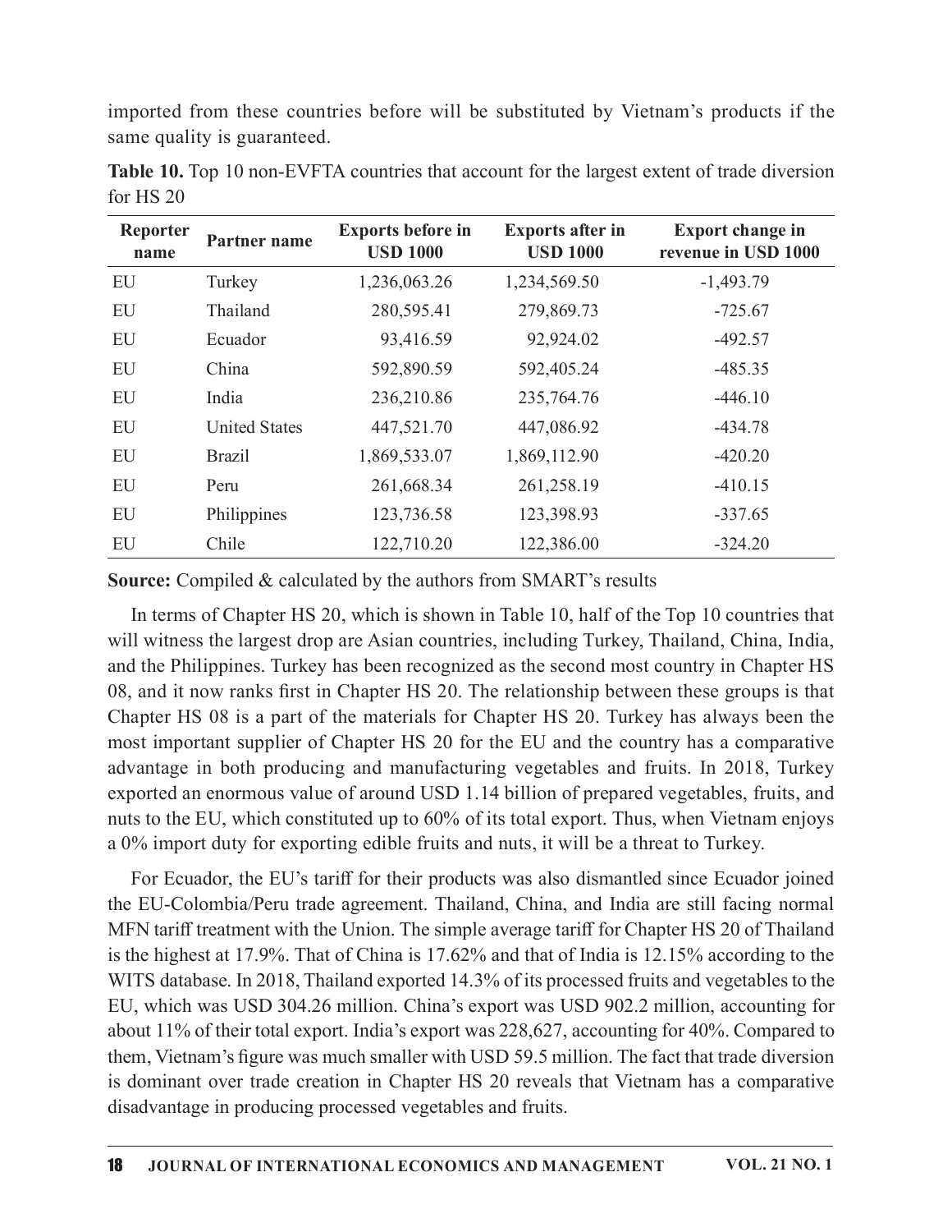imported from these countries before will be substituted by Vietnam's products if the same quality is guaranteed.

**Table 10.** Top 10 non-EVFTA countries that account for the largest extent of trade diversion for HS 20

| Reporter name | Partner name | Exports before in USD 1000 | Exports after in USD 1000 | Export change in revenue in USD 1000 |
|---|---|---|---|---|
| EU | Turkey | 1,236,063.26 | 1,234,569.50 | -1,493.79 |
| EU | Thailand | 280,595.41 | 279,869.73 | -725.67 |
| EU | Ecuador | 93,416.59 | 92,924.02 | -492.57 |
| EU | China | 592,890.59 | 592,405.24 | -485.35 |
| EU | India | 236,210.86 | 235,764.76 | -446.10 |
| EU | United States | 447,521.70 | 447,086.92 | -434.78 |
| EU | Brazil | 1,869,533.07 | 1,869,112.90 | -420.20 |
| EU | Peru | 261,668.34 | 261,258.19 | -410.15 |
| EU | Philippines | 123,736.58 | 123,398.93 | -337.65 |
| EU | Chile | 122,710.20 | 122,386.00 | -324.20 |

**Source:** Compiled & calculated by the authors from SMART's results

In terms of Chapter HS 20, which is shown in Table 10, half of the Top 10 countries that will witness the largest drop are Asian countries, including Turkey, Thailand, China, India, and the Philippines. Turkey has been recognized as the second most country in Chapter HS 08, and it now ranks first in Chapter HS 20. The relationship between these groups is that Chapter HS 08 is a part of the materials for Chapter HS 20. Turkey has always been the most important supplier of Chapter HS 20 for the EU and the country has a comparative advantage in both producing and manufacturing vegetables and fruits. In 2018, Turkey exported an enormous value of around USD 1.14 billion of prepared vegetables, fruits, and nuts to the EU, which constituted up to 60% of its total export. Thus, when Vietnam enjoys a 0% import duty for exporting edible fruits and nuts, it will be a threat to Turkey.

For Ecuador, the EU's tariff for their products was also dismantled since Ecuador joined the EU-Colombia/Peru trade agreement. Thailand, China, and India are still facing normal MFN tariff treatment with the Union. The simple average tariff for Chapter HS 20 of Thailand is the highest at 17.9%. That of China is 17.62% and that of India is 12.15% according to the WITS database. In 2018, Thailand exported 14.3% of its processed fruits and vegetables to the EU, which was USD 304.26 million. China's export was USD 902.2 million, accounting for about 11% of their total export. India's export was 228,627, accounting for 40%. Compared to them, Vietnam's figure was much smaller with USD 59.5 million. The fact that trade diversion is dominant over trade creation in Chapter HS 20 reveals that Vietnam has a comparative disadvantage in producing processed vegetables and fruits.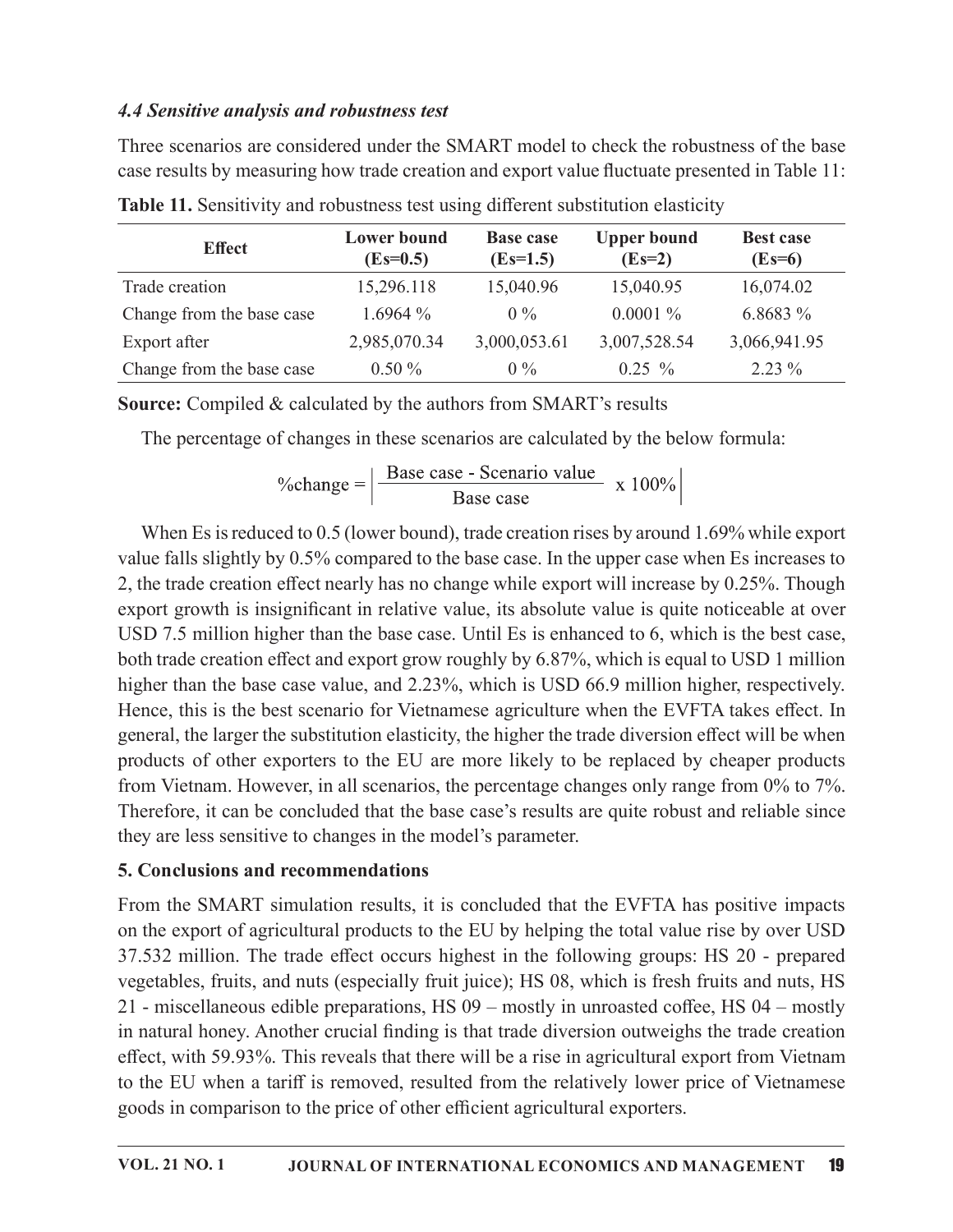### *4.4 Sensitive analysis and robustness test*

Three scenarios are considered under the SMART model to check the robustness of the base case results by measuring how trade creation and export value fluctuate presented in Table 11:

**Table 11.** Sensitivity and robustness test using different substitution elasticity

| Effect | Lower bound (Es=0.5) | Base case (Es=1.5) | Upper bound (Es=2) | Best case (Es=6) |
|---|---|---|---|---|
| Trade creation | 15,296.118 | 15,040.96 | 15,040.95 | 16,074.02 |
| Change from the base case | 1.6964 % | 0 % | 0.0001 % | 6.8683 % |
| Export after | 2,985,070.34 | 3,000,053.61 | 3,007,528.54 | 3,066,941.95 |
| Change from the base case | 0.50 % | 0 % | 0.25 % | 2.23 % |

**Source:** Compiled & calculated by the authors from SMART's results

The percentage of changes in these scenarios are calculated by the below formula:

$$\%\text{change} = \left| \frac{\text{Base case - Scenario value}}{\text{Base case}} \times 100\% \right|$$

When Es is reduced to 0.5 (lower bound), trade creation rises by around 1.69% while export value falls slightly by 0.5% compared to the base case. In the upper case when Es increases to 2, the trade creation effect nearly has no change while export will increase by 0.25%. Though export growth is insignificant in relative value, its absolute value is quite noticeable at over USD 7.5 million higher than the base case. Until Es is enhanced to 6, which is the best case, both trade creation effect and export grow roughly by 6.87%, which is equal to USD 1 million higher than the base case value, and 2.23%, which is USD 66.9 million higher, respectively. Hence, this is the best scenario for Vietnamese agriculture when the EVFTA takes effect. In general, the larger the substitution elasticity, the higher the trade diversion effect will be when products of other exporters to the EU are more likely to be replaced by cheaper products from Vietnam. However, in all scenarios, the percentage changes only range from 0% to 7%. Therefore, it can be concluded that the base case's results are quite robust and reliable since they are less sensitive to changes in the model's parameter.

## 5. Conclusions and recommendations

From the SMART simulation results, it is concluded that the EVFTA has positive impacts on the export of agricultural products to the EU by helping the total value rise by over USD 37.532 million. The trade effect occurs highest in the following groups: HS 20 - prepared vegetables, fruits, and nuts (especially fruit juice); HS 08, which is fresh fruits and nuts, HS 21 - miscellaneous edible preparations, HS 09 – mostly in unroasted coffee, HS 04 – mostly in natural honey. Another crucial finding is that trade diversion outweighs the trade creation effect, with 59.93%. This reveals that there will be a rise in agricultural export from Vietnam to the EU when a tariff is removed, resulted from the relatively lower price of Vietnamese goods in comparison to the price of other efficient agricultural exporters.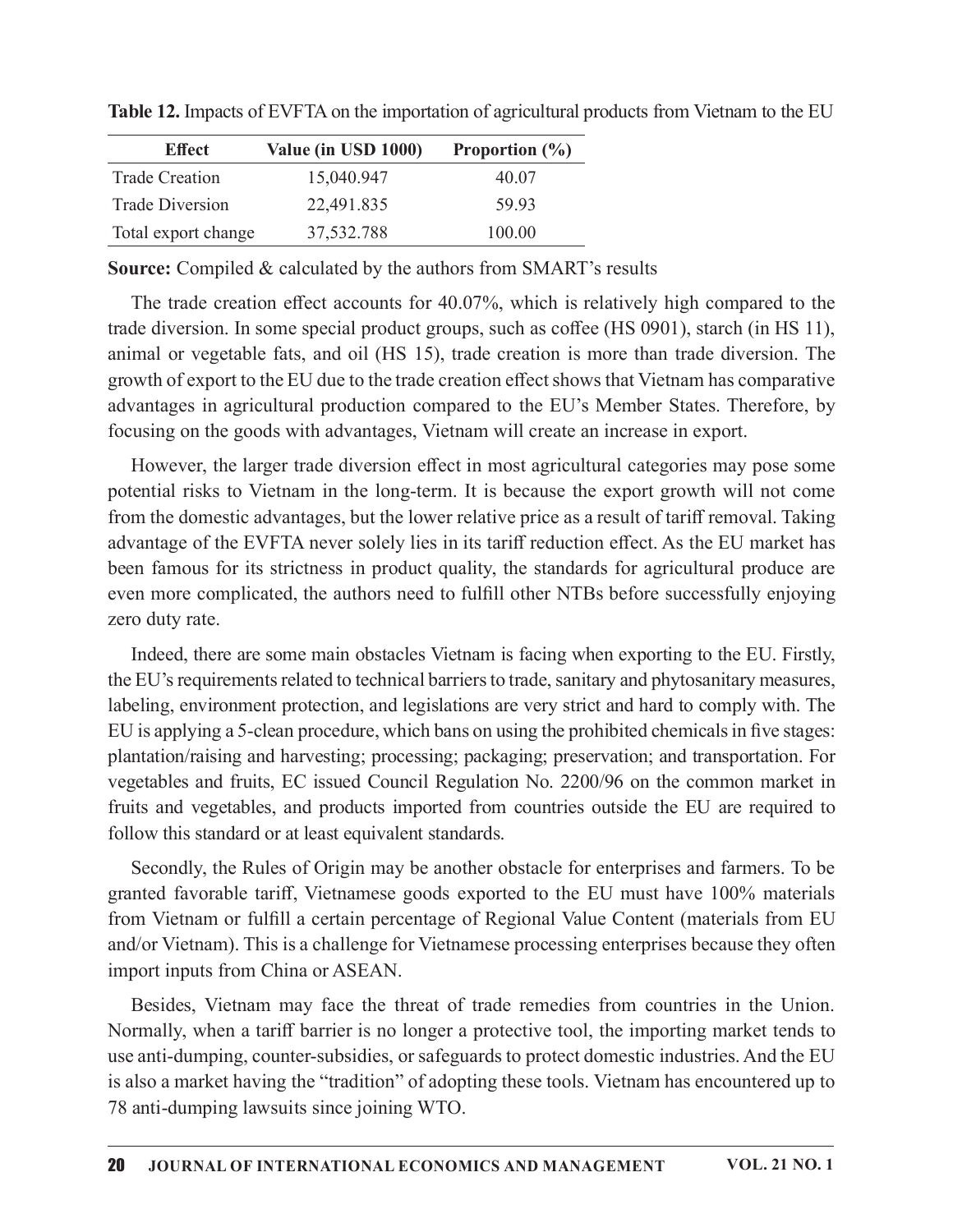**Table 12.** Impacts of EVFTA on the importation of agricultural products from Vietnam to the EU

| Effect | Value (in USD 1000) | Proportion (%) |
|---|---|---|
| Trade Creation | 15,040.947 | 40.07 |
| Trade Diversion | 22,491.835 | 59.93 |
| Total export change | 37,532.788 | 100.00 |

**Source:** Compiled & calculated by the authors from SMART's results

The trade creation effect accounts for 40.07%, which is relatively high compared to the trade diversion. In some special product groups, such as coffee (HS 0901), starch (in HS 11), animal or vegetable fats, and oil (HS 15), trade creation is more than trade diversion. The growth of export to the EU due to the trade creation effect shows that Vietnam has comparative advantages in agricultural production compared to the EU's Member States. Therefore, by focusing on the goods with advantages, Vietnam will create an increase in export.

However, the larger trade diversion effect in most agricultural categories may pose some potential risks to Vietnam in the long-term. It is because the export growth will not come from the domestic advantages, but the lower relative price as a result of tariff removal. Taking advantage of the EVFTA never solely lies in its tariff reduction effect. As the EU market has been famous for its strictness in product quality, the standards for agricultural produce are even more complicated, the authors need to fulfill other NTBs before successfully enjoying zero duty rate.

Indeed, there are some main obstacles Vietnam is facing when exporting to the EU. Firstly, the EU's requirements related to technical barriers to trade, sanitary and phytosanitary measures, labeling, environment protection, and legislations are very strict and hard to comply with. The EU is applying a 5-clean procedure, which bans on using the prohibited chemicals in five stages: plantation/raising and harvesting; processing; packaging; preservation; and transportation. For vegetables and fruits, EC issued Council Regulation No. 2200/96 on the common market in fruits and vegetables, and products imported from countries outside the EU are required to follow this standard or at least equivalent standards.

Secondly, the Rules of Origin may be another obstacle for enterprises and farmers. To be granted favorable tariff, Vietnamese goods exported to the EU must have 100% materials from Vietnam or fulfill a certain percentage of Regional Value Content (materials from EU and/or Vietnam). This is a challenge for Vietnamese processing enterprises because they often import inputs from China or ASEAN.

Besides, Vietnam may face the threat of trade remedies from countries in the Union. Normally, when a tariff barrier is no longer a protective tool, the importing market tends to use anti-dumping, counter-subsidies, or safeguards to protect domestic industries. And the EU is also a market having the "tradition" of adopting these tools. Vietnam has encountered up to 78 anti-dumping lawsuits since joining WTO.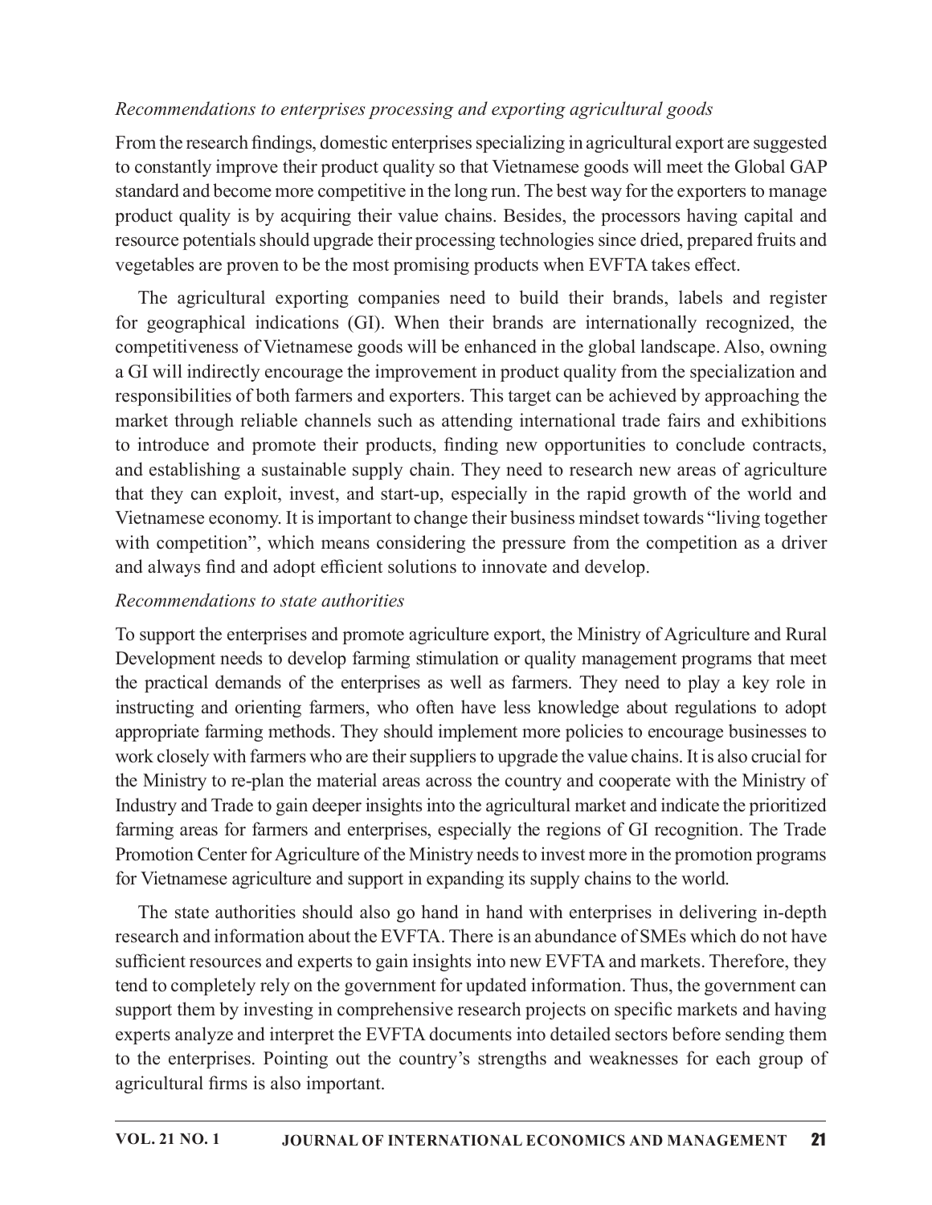*Recommendations to enterprises processing and exporting agricultural goods*

From the research findings, domestic enterprises specializing in agricultural export are suggested to constantly improve their product quality so that Vietnamese goods will meet the Global GAP standard and become more competitive in the long run. The best way for the exporters to manage product quality is by acquiring their value chains. Besides, the processors having capital and resource potentials should upgrade their processing technologies since dried, prepared fruits and vegetables are proven to be the most promising products when EVFTA takes effect.

The agricultural exporting companies need to build their brands, labels and register for geographical indications (GI). When their brands are internationally recognized, the competitiveness of Vietnamese goods will be enhanced in the global landscape. Also, owning a GI will indirectly encourage the improvement in product quality from the specialization and responsibilities of both farmers and exporters. This target can be achieved by approaching the market through reliable channels such as attending international trade fairs and exhibitions to introduce and promote their products, finding new opportunities to conclude contracts, and establishing a sustainable supply chain. They need to research new areas of agriculture that they can exploit, invest, and start-up, especially in the rapid growth of the world and Vietnamese economy. It is important to change their business mindset towards "living together with competition", which means considering the pressure from the competition as a driver and always find and adopt efficient solutions to innovate and develop.

*Recommendations to state authorities*

To support the enterprises and promote agriculture export, the Ministry of Agriculture and Rural Development needs to develop farming stimulation or quality management programs that meet the practical demands of the enterprises as well as farmers. They need to play a key role in instructing and orienting farmers, who often have less knowledge about regulations to adopt appropriate farming methods. They should implement more policies to encourage businesses to work closely with farmers who are their suppliers to upgrade the value chains. It is also crucial for the Ministry to re-plan the material areas across the country and cooperate with the Ministry of Industry and Trade to gain deeper insights into the agricultural market and indicate the prioritized farming areas for farmers and enterprises, especially the regions of GI recognition. The Trade Promotion Center for Agriculture of the Ministry needs to invest more in the promotion programs for Vietnamese agriculture and support in expanding its supply chains to the world.

The state authorities should also go hand in hand with enterprises in delivering in-depth research and information about the EVFTA. There is an abundance of SMEs which do not have sufficient resources and experts to gain insights into new EVFTA and markets. Therefore, they tend to completely rely on the government for updated information. Thus, the government can support them by investing in comprehensive research projects on specific markets and having experts analyze and interpret the EVFTA documents into detailed sectors before sending them to the enterprises. Pointing out the country's strengths and weaknesses for each group of agricultural firms is also important.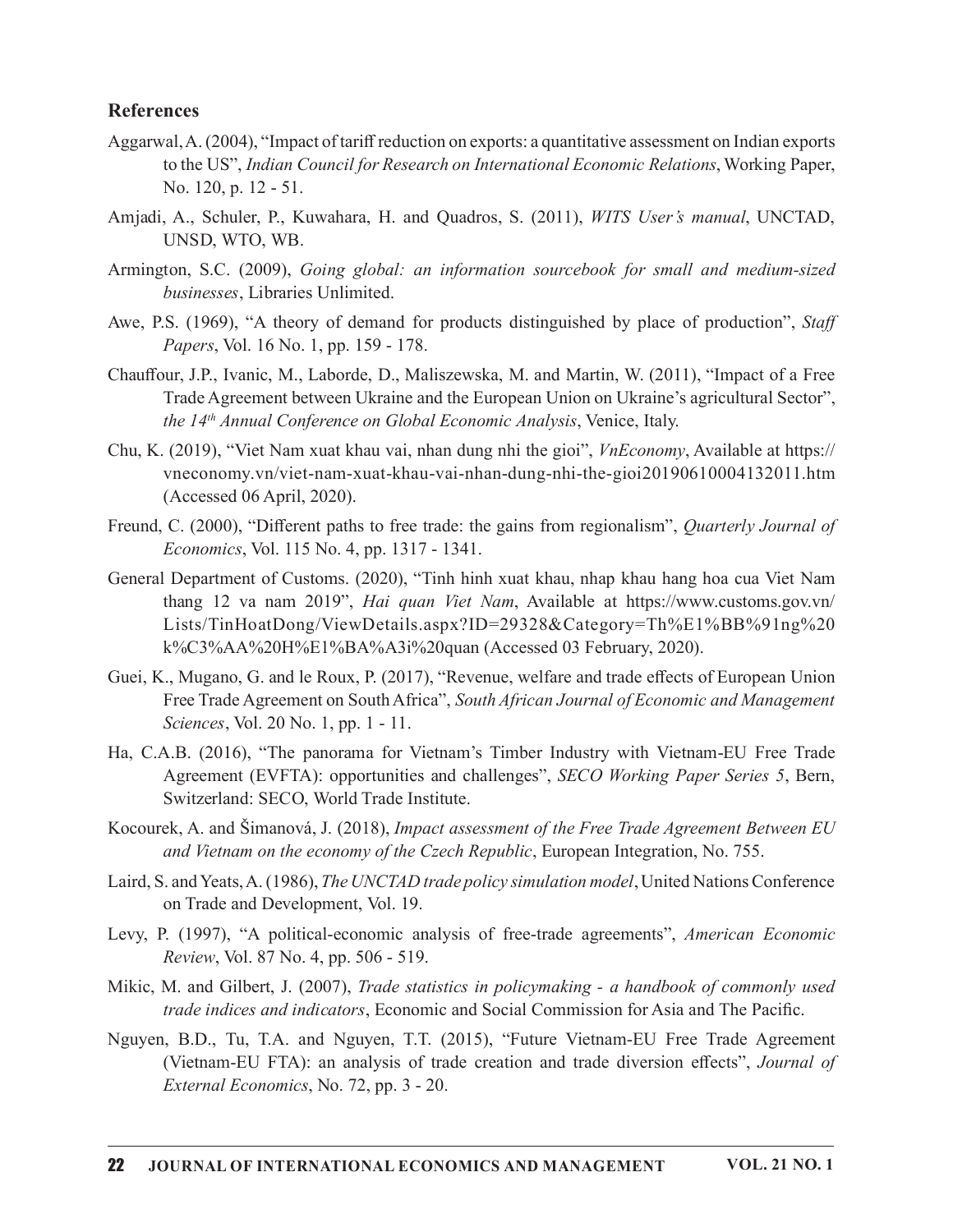## References

Aggarwal, A. (2004), "Impact of tariff reduction on exports: a quantitative assessment on Indian exports to the US", *Indian Council for Research on International Economic Relations*, Working Paper, No. 120, p. 12 - 51.

Amjadi, A., Schuler, P., Kuwahara, H. and Quadros, S. (2011), *WITS User's manual*, UNCTAD, UNSD, WTO, WB.

Armington, S.C. (2009), *Going global: an information sourcebook for small and medium-sized businesses*, Libraries Unlimited.

Awe, P.S. (1969), "A theory of demand for products distinguished by place of production", *Staff Papers*, Vol. 16 No. 1, pp. 159 - 178.

Chauffour, J.P., Ivanic, M., Laborde, D., Maliszewska, M. and Martin, W. (2011), "Impact of a Free Trade Agreement between Ukraine and the European Union on Ukraine's agricultural Sector", *the 14th Annual Conference on Global Economic Analysis*, Venice, Italy.

Chu, K. (2019), "Viet Nam xuat khau vai, nhan dung nhi the gioi", *VnEconomy*, Available at https://vneconomy.vn/viet-nam-xuat-khau-vai-nhan-dung-nhi-the-gioi20190610004132011.htm (Accessed 06 April, 2020).

Freund, C. (2000), "Different paths to free trade: the gains from regionalism", *Quarterly Journal of Economics*, Vol. 115 No. 4, pp. 1317 - 1341.

General Department of Customs. (2020), "Tinh hinh xuat khau, nhap khau hang hoa cua Viet Nam thang 12 va nam 2019", *Hai quan Viet Nam*, Available at https://www.customs.gov.vn/Lists/TinHoatDong/ViewDetails.aspx?ID=29328&Category=Th%E1%BB%91ng%20k%C3%AA%20H%E1%BA%A3i%20quan (Accessed 03 February, 2020).

Guei, K., Mugano, G. and le Roux, P. (2017), "Revenue, welfare and trade effects of European Union Free Trade Agreement on South Africa", *South African Journal of Economic and Management Sciences*, Vol. 20 No. 1, pp. 1 - 11.

Ha, C.A.B. (2016), "The panorama for Vietnam's Timber Industry with Vietnam-EU Free Trade Agreement (EVFTA): opportunities and challenges", *SECO Working Paper Series 5*, Bern, Switzerland: SECO, World Trade Institute.

Kocourek, A. and Šimanová, J. (2018), *Impact assessment of the Free Trade Agreement Between EU and Vietnam on the economy of the Czech Republic*, European Integration, No. 755.

Laird, S. and Yeats, A. (1986), *The UNCTAD trade policy simulation model*, United Nations Conference on Trade and Development, Vol. 19.

Levy, P. (1997), "A political-economic analysis of free-trade agreements", *American Economic Review*, Vol. 87 No. 4, pp. 506 - 519.

Mikic, M. and Gilbert, J. (2007), *Trade statistics in policymaking - a handbook of commonly used trade indices and indicators*, Economic and Social Commission for Asia and The Pacific.

Nguyen, B.D., Tu, T.A. and Nguyen, T.T. (2015), "Future Vietnam-EU Free Trade Agreement (Vietnam-EU FTA): an analysis of trade creation and trade diversion effects", *Journal of External Economics*, No. 72, pp. 3 - 20.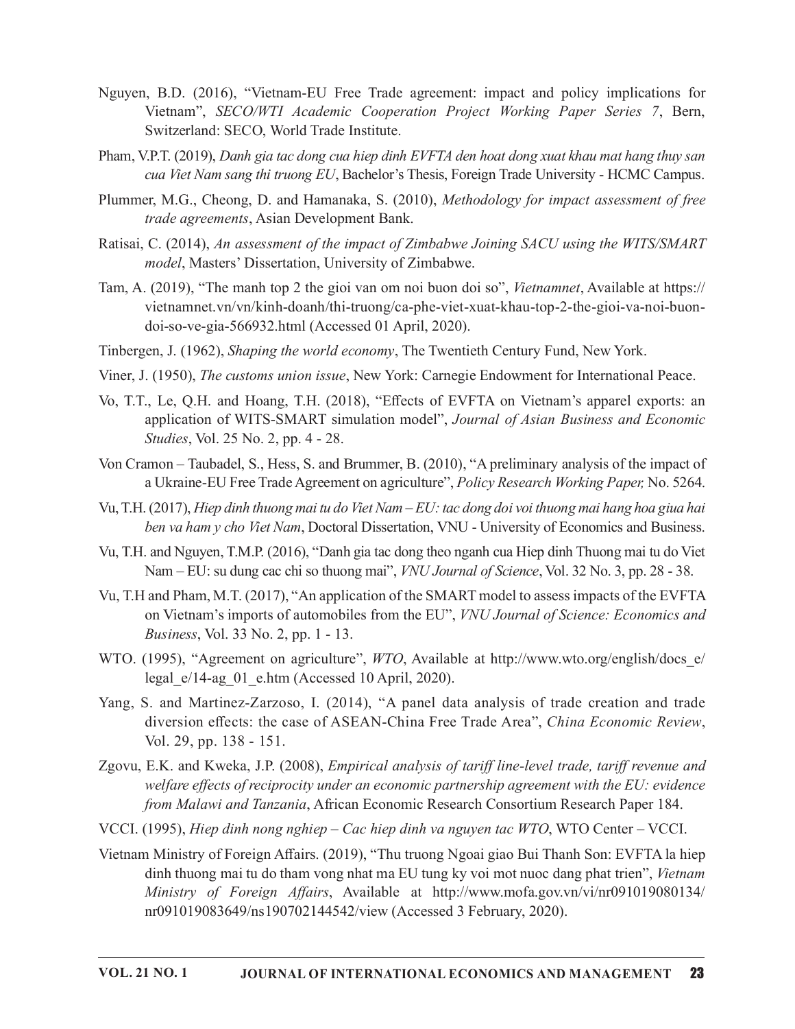Nguyen, B.D. (2016), "Vietnam-EU Free Trade agreement: impact and policy implications for Vietnam", *SECO/WTI Academic Cooperation Project Working Paper Series 7*, Bern, Switzerland: SECO, World Trade Institute.

Pham, V.P.T. (2019), *Danh gia tac dong cua hiep dinh EVFTA den hoat dong xuat khau mat hang thuy san cua Viet Nam sang thi truong EU*, Bachelor's Thesis, Foreign Trade University - HCMC Campus.

Plummer, M.G., Cheong, D. and Hamanaka, S. (2010), *Methodology for impact assessment of free trade agreements*, Asian Development Bank.

Ratisai, C. (2014), *An assessment of the impact of Zimbabwe Joining SACU using the WITS/SMART model*, Masters' Dissertation, University of Zimbabwe.

Tam, A. (2019), "The manh top 2 the gioi van om noi buon doi so", *Vietnamnet*, Available at https://vietnamnet.vn/vn/kinh-doanh/thi-truong/ca-phe-viet-xuat-khau-top-2-the-gioi-va-noi-buon-doi-so-ve-gia-566932.html (Accessed 01 April, 2020).

Tinbergen, J. (1962), *Shaping the world economy*, The Twentieth Century Fund, New York.

Viner, J. (1950), *The customs union issue*, New York: Carnegie Endowment for International Peace.

Vo, T.T., Le, Q.H. and Hoang, T.H. (2018), "Effects of EVFTA on Vietnam's apparel exports: an application of WITS-SMART simulation model", *Journal of Asian Business and Economic Studies*, Vol. 25 No. 2, pp. 4 - 28.

Von Cramon – Taubadel, S., Hess, S. and Brummer, B. (2010), "A preliminary analysis of the impact of a Ukraine-EU Free Trade Agreement on agriculture", *Policy Research Working Paper,* No. 5264.

Vu, T.H. (2017), *Hiep dinh thuong mai tu do Viet Nam – EU: tac dong doi voi thuong mai hang hoa giua hai ben va ham y cho Viet Nam*, Doctoral Dissertation, VNU - University of Economics and Business.

Vu, T.H. and Nguyen, T.M.P. (2016), "Danh gia tac dong theo nganh cua Hiep dinh Thuong mai tu do Viet Nam – EU: su dung cac chi so thuong mai", *VNU Journal of Science*, Vol. 32 No. 3, pp. 28 - 38.

Vu, T.H and Pham, M.T. (2017), "An application of the SMART model to assess impacts of the EVFTA on Vietnam's imports of automobiles from the EU", *VNU Journal of Science: Economics and Business*, Vol. 33 No. 2, pp. 1 - 13.

WTO. (1995), "Agreement on agriculture", *WTO*, Available at http://www.wto.org/english/docs_e/legal_e/14-ag_01_e.htm (Accessed 10 April, 2020).

Yang, S. and Martinez-Zarzoso, I. (2014), "A panel data analysis of trade creation and trade diversion effects: the case of ASEAN-China Free Trade Area", *China Economic Review*, Vol. 29, pp. 138 - 151.

Zgovu, E.K. and Kweka, J.P. (2008), *Empirical analysis of tariff line-level trade, tariff revenue and welfare effects of reciprocity under an economic partnership agreement with the EU: evidence from Malawi and Tanzania*, African Economic Research Consortium Research Paper 184.

VCCI. (1995), *Hiep dinh nong nghiep – Cac hiep dinh va nguyen tac WTO*, WTO Center – VCCI.

Vietnam Ministry of Foreign Affairs. (2019), "Thu truong Ngoai giao Bui Thanh Son: EVFTA la hiep dinh thuong mai tu do tham vong nhat ma EU tung ky voi mot nuoc dang phat trien", *Vietnam Ministry of Foreign Affairs*, Available at http://www.mofa.gov.vn/vi/nr091019080134/nr091019083649/ns190702144542/view (Accessed 3 February, 2020).